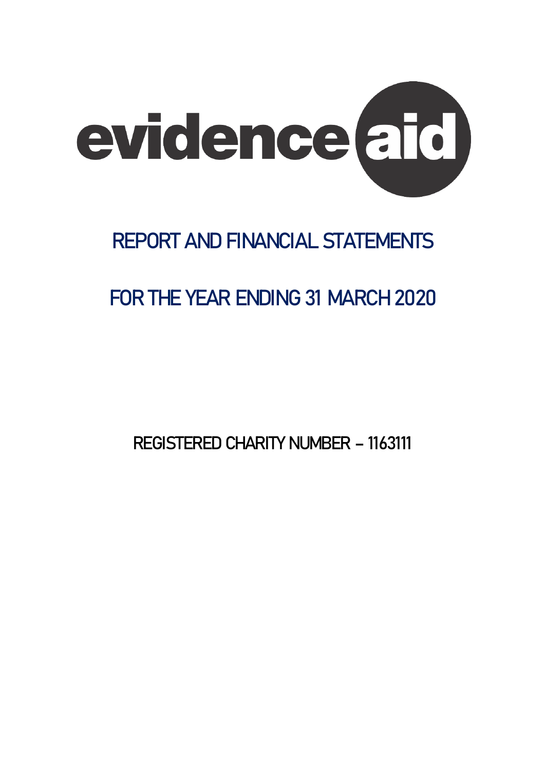# evidence aid

# REPORT AND FINANCIAL STATEMENTS

# FOR THE YEAR ENDING 31 MARCH 2020

REGISTERED CHARITY NUMBER – 1163111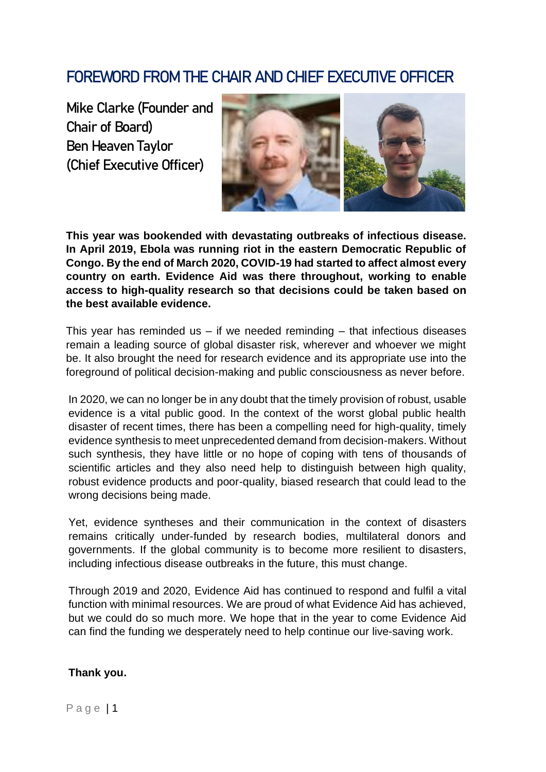# FOREWORD FROM THE CHAIR AND CHIEF EXECUTIVE OFFICER

**Mike Clarke (Founder and Chair of Board)**
**Ben Heaven Taylor (Chief Executive Officer)**

**This year was bookended with devastating outbreaks of infectious disease. In April 2019, Ebola was running riot in the eastern Democratic Republic of Congo. By the end of March 2020, COVID-19 had started to affect almost every country on earth. Evidence Aid was there throughout, working to enable access to high-quality research so that decisions could be taken based on the best available evidence.**

This year has reminded us – if we needed reminding – that infectious diseases remain a leading source of global disaster risk, wherever and whoever we might be. It also brought the need for research evidence and its appropriate use into the foreground of political decision-making and public consciousness as never before.

In 2020, we can no longer be in any doubt that the timely provision of robust, usable evidence is a vital public good. In the context of the worst global public health disaster of recent times, there has been a compelling need for high-quality, timely evidence synthesis to meet unprecedented demand from decision-makers. Without such synthesis, they have little or no hope of coping with tens of thousands of scientific articles and they also need help to distinguish between high quality, robust evidence products and poor-quality, biased research that could lead to the wrong decisions being made.

Yet, evidence syntheses and their communication in the context of disasters remains critically under-funded by research bodies, multilateral donors and governments. If the global community is to become more resilient to disasters, including infectious disease outbreaks in the future, this must change.

Through 2019 and 2020, Evidence Aid has continued to respond and fulfil a vital function with minimal resources. We are proud of what Evidence Aid has achieved, but we could do so much more. We hope that in the year to come Evidence Aid can find the funding we desperately need to help continue our live-saving work.

**Thank you.**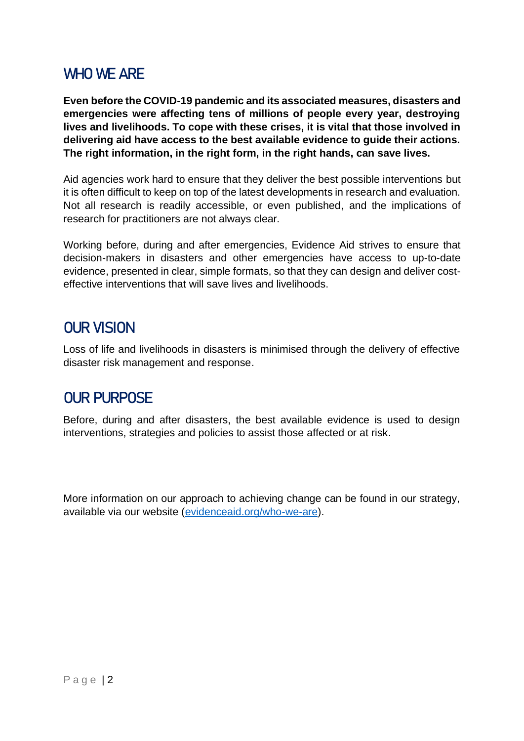## WHO WE ARE

**Even before the COVID-19 pandemic and its associated measures, disasters and emergencies were affecting tens of millions of people every year, destroying lives and livelihoods. To cope with these crises, it is vital that those involved in delivering aid have access to the best available evidence to guide their actions. The right information, in the right form, in the right hands, can save lives.**

Aid agencies work hard to ensure that they deliver the best possible interventions but it is often difficult to keep on top of the latest developments in research and evaluation. Not all research is readily accessible, or even published, and the implications of research for practitioners are not always clear.

Working before, during and after emergencies, Evidence Aid strives to ensure that decision-makers in disasters and other emergencies have access to up-to-date evidence, presented in clear, simple formats, so that they can design and deliver cost-effective interventions that will save lives and livelihoods.

## OUR VISION

Loss of life and livelihoods in disasters is minimised through the delivery of effective disaster risk management and response.

## OUR PURPOSE

Before, during and after disasters, the best available evidence is used to design interventions, strategies and policies to assist those affected or at risk.

More information on our approach to achieving change can be found in our strategy, available via our website (evidenceaid.org/who-we-are).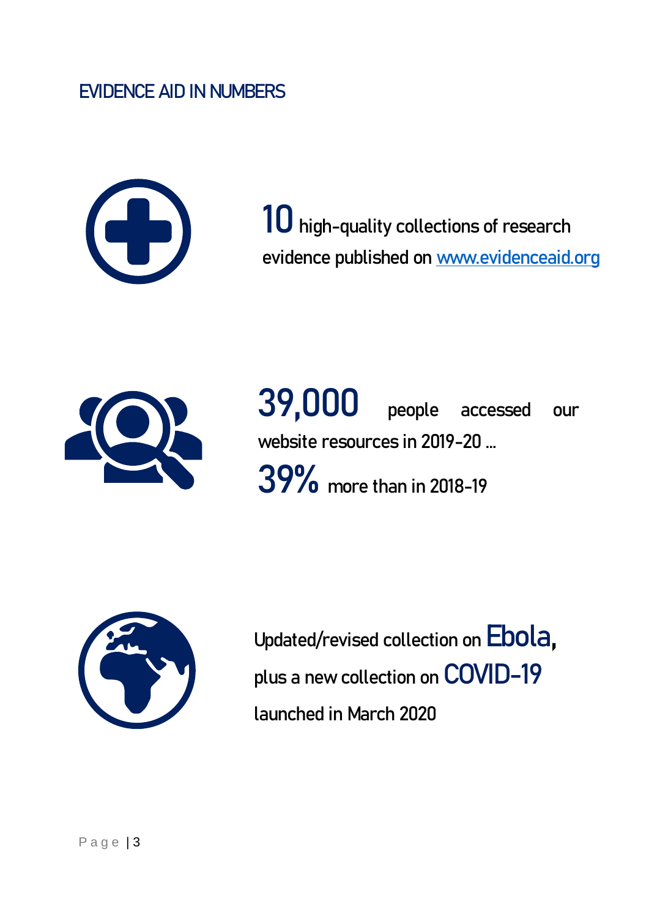## EVIDENCE AID IN NUMBERS

**10** high-quality collections of research evidence published on [www.evidenceaid.org](http://www.evidenceaid.org)

**39,000** people accessed our website resources in 2019-20 …

**39%** more than in 2018-19

Updated/revised collection on **Ebola**, plus a new collection on **COVID-19** launched in March 2020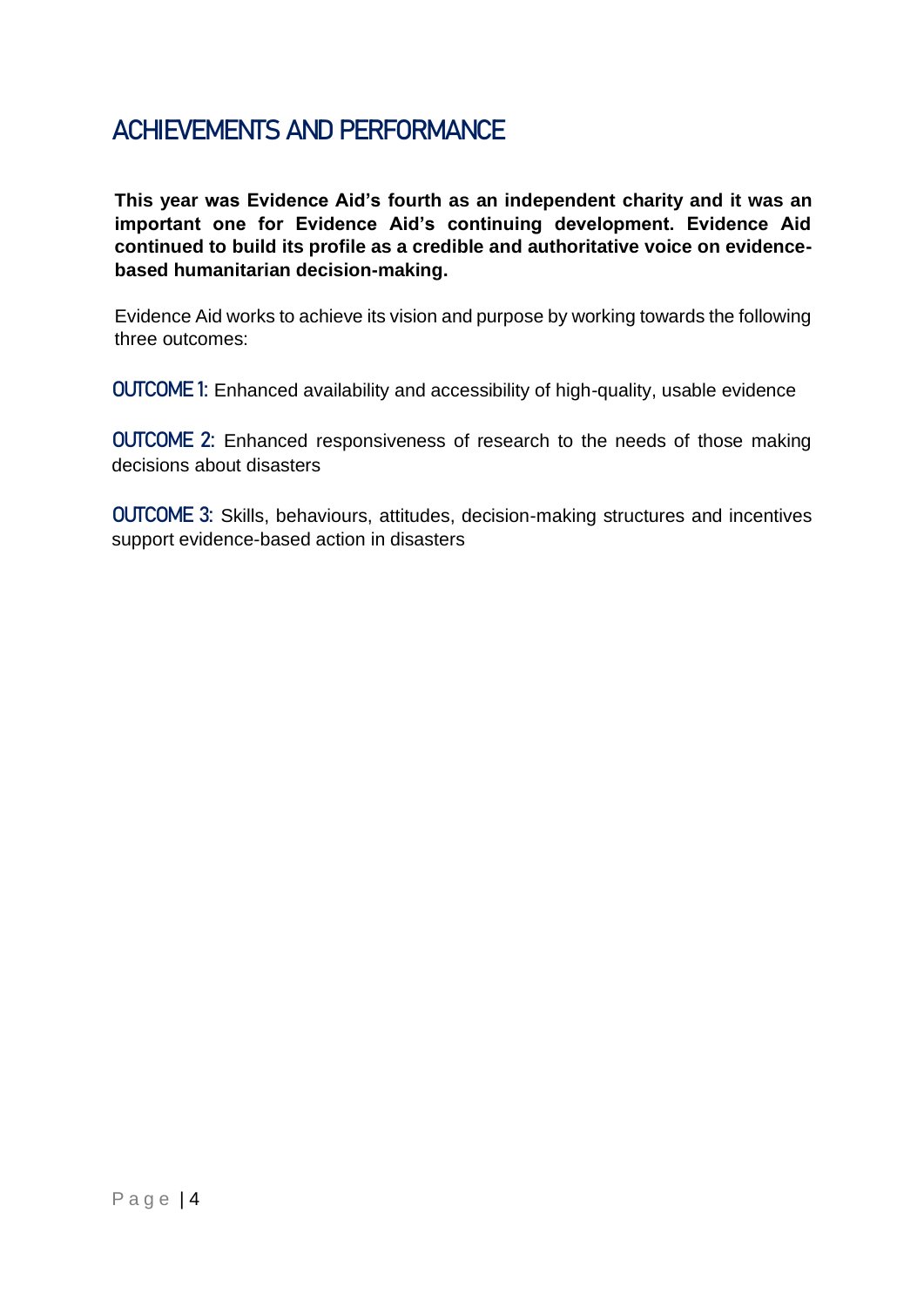# ACHIEVEMENTS AND PERFORMANCE

**This year was Evidence Aid's fourth as an independent charity and it was an important one for Evidence Aid's continuing development. Evidence Aid continued to build its profile as a credible and authoritative voice on evidence-based humanitarian decision-making.**

Evidence Aid works to achieve its vision and purpose by working towards the following three outcomes:

**OUTCOME 1:** Enhanced availability and accessibility of high-quality, usable evidence

**OUTCOME 2:** Enhanced responsiveness of research to the needs of those making decisions about disasters

**OUTCOME 3:** Skills, behaviours, attitudes, decision-making structures and incentives support evidence-based action in disasters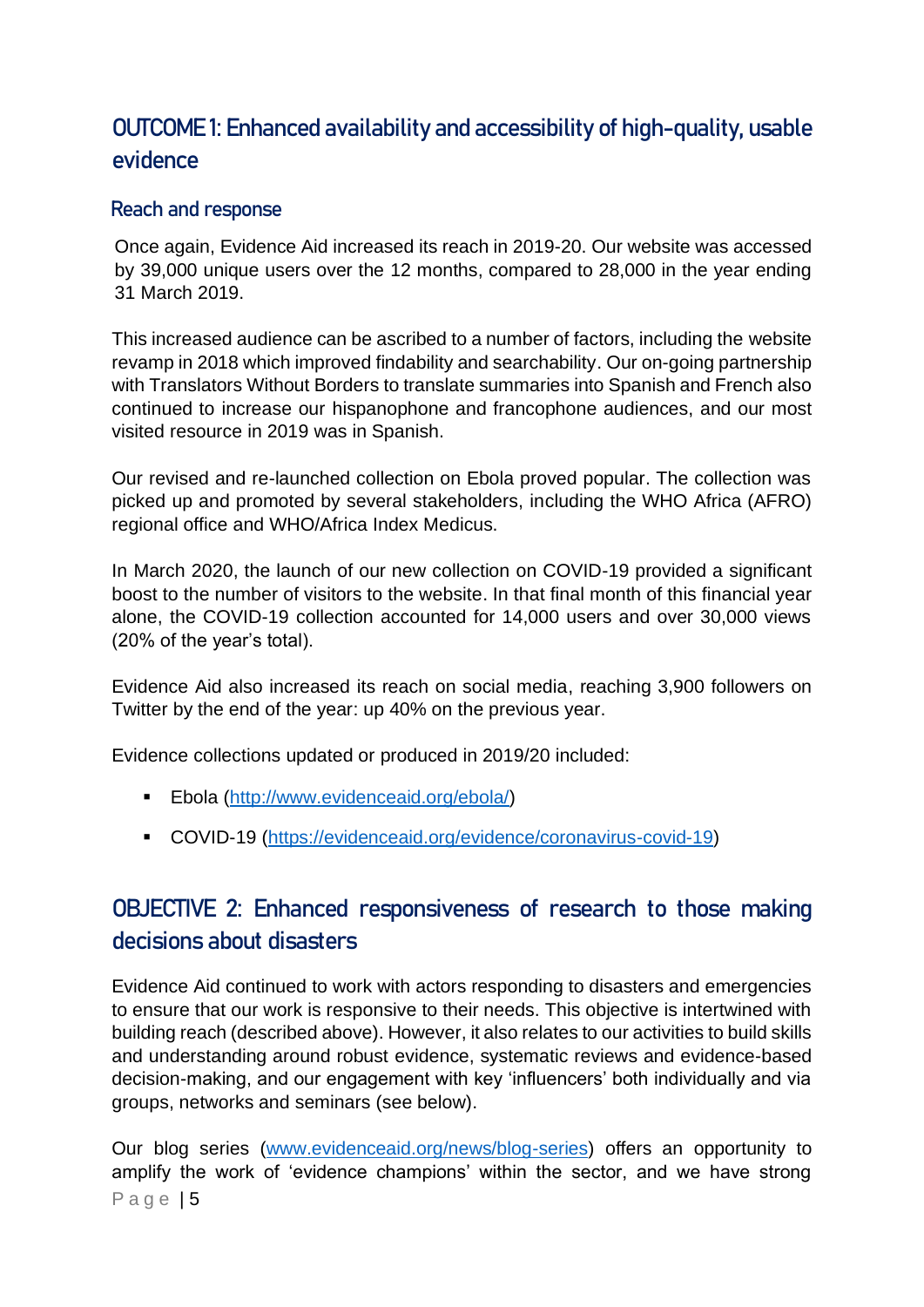## OUTCOME 1: Enhanced availability and accessibility of high-quality, usable evidence

### Reach and response

Once again, Evidence Aid increased its reach in 2019-20. Our website was accessed by 39,000 unique users over the 12 months, compared to 28,000 in the year ending 31 March 2019.

This increased audience can be ascribed to a number of factors, including the website revamp in 2018 which improved findability and searchability. Our on-going partnership with Translators Without Borders to translate summaries into Spanish and French also continued to increase our hispanophone and francophone audiences, and our most visited resource in 2019 was in Spanish.

Our revised and re-launched collection on Ebola proved popular. The collection was picked up and promoted by several stakeholders, including the WHO Africa (AFRO) regional office and WHO/Africa Index Medicus.

In March 2020, the launch of our new collection on COVID-19 provided a significant boost to the number of visitors to the website. In that final month of this financial year alone, the COVID-19 collection accounted for 14,000 users and over 30,000 views (20% of the year's total).

Evidence Aid also increased its reach on social media, reaching 3,900 followers on Twitter by the end of the year: up 40% on the previous year.

Evidence collections updated or produced in 2019/20 included:

- Ebola (http://www.evidenceaid.org/ebola/)
- COVID-19 (https://evidenceaid.org/evidence/coronavirus-covid-19)

## OBJECTIVE 2: Enhanced responsiveness of research to those making decisions about disasters

Evidence Aid continued to work with actors responding to disasters and emergencies to ensure that our work is responsive to their needs. This objective is intertwined with building reach (described above). However, it also relates to our activities to build skills and understanding around robust evidence, systematic reviews and evidence-based decision-making, and our engagement with key 'influencers' both individually and via groups, networks and seminars (see below).

Our blog series (www.evidenceaid.org/news/blog-series) offers an opportunity to amplify the work of 'evidence champions' within the sector, and we have strong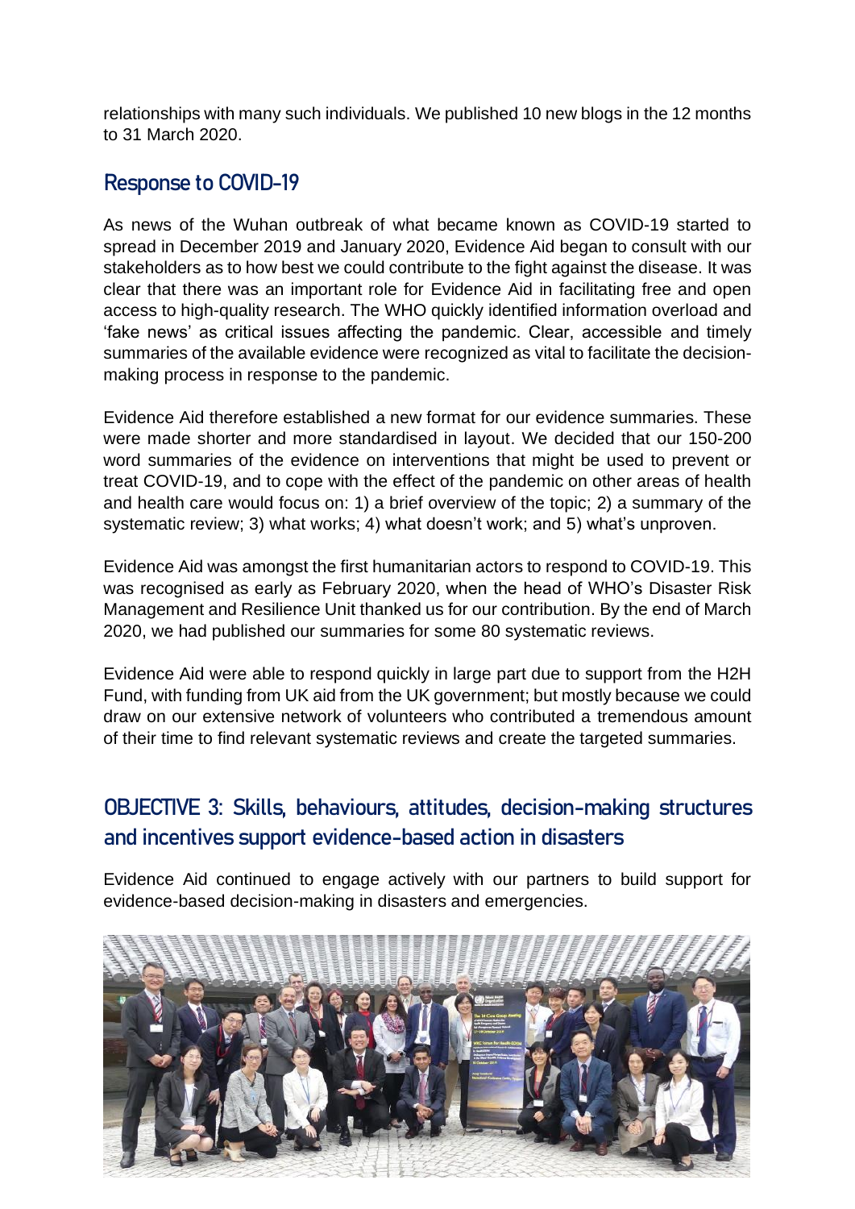relationships with many such individuals. We published 10 new blogs in the 12 months to 31 March 2020.

## Response to COVID-19

As news of the Wuhan outbreak of what became known as COVID-19 started to spread in December 2019 and January 2020, Evidence Aid began to consult with our stakeholders as to how best we could contribute to the fight against the disease. It was clear that there was an important role for Evidence Aid in facilitating free and open access to high-quality research. The WHO quickly identified information overload and 'fake news' as critical issues affecting the pandemic. Clear, accessible and timely summaries of the available evidence were recognized as vital to facilitate the decision-making process in response to the pandemic.

Evidence Aid therefore established a new format for our evidence summaries. These were made shorter and more standardised in layout. We decided that our 150-200 word summaries of the evidence on interventions that might be used to prevent or treat COVID-19, and to cope with the effect of the pandemic on other areas of health and health care would focus on: 1) a brief overview of the topic; 2) a summary of the systematic review; 3) what works; 4) what doesn't work; and 5) what's unproven.

Evidence Aid was amongst the first humanitarian actors to respond to COVID-19. This was recognised as early as February 2020, when the head of WHO's Disaster Risk Management and Resilience Unit thanked us for our contribution. By the end of March 2020, we had published our summaries for some 80 systematic reviews.

Evidence Aid were able to respond quickly in large part due to support from the H2H Fund, with funding from UK aid from the UK government; but mostly because we could draw on our extensive network of volunteers who contributed a tremendous amount of their time to find relevant systematic reviews and create the targeted summaries.

## OBJECTIVE 3: Skills, behaviours, attitudes, decision-making structures and incentives support evidence-based action in disasters

Evidence Aid continued to engage actively with our partners to build support for evidence-based decision-making in disasters and emergencies.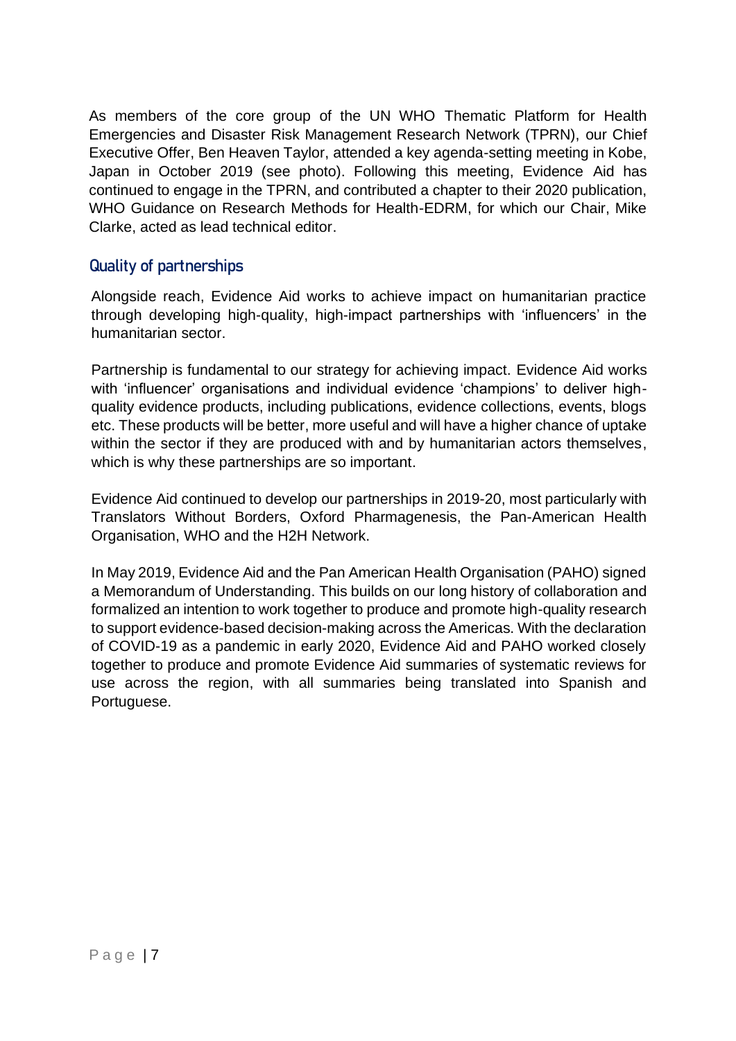As members of the core group of the UN WHO Thematic Platform for Health Emergencies and Disaster Risk Management Research Network (TPRN), our Chief Executive Offer, Ben Heaven Taylor, attended a key agenda-setting meeting in Kobe, Japan in October 2019 (see photo). Following this meeting, Evidence Aid has continued to engage in the TPRN, and contributed a chapter to their 2020 publication, WHO Guidance on Research Methods for Health-EDRM, for which our Chair, Mike Clarke, acted as lead technical editor.

## Quality of partnerships

Alongside reach, Evidence Aid works to achieve impact on humanitarian practice through developing high-quality, high-impact partnerships with 'influencers' in the humanitarian sector.

Partnership is fundamental to our strategy for achieving impact. Evidence Aid works with 'influencer' organisations and individual evidence 'champions' to deliver high-quality evidence products, including publications, evidence collections, events, blogs etc. These products will be better, more useful and will have a higher chance of uptake within the sector if they are produced with and by humanitarian actors themselves, which is why these partnerships are so important.

Evidence Aid continued to develop our partnerships in 2019-20, most particularly with Translators Without Borders, Oxford Pharmagenesis, the Pan-American Health Organisation, WHO and the H2H Network.

In May 2019, Evidence Aid and the Pan American Health Organisation (PAHO) signed a Memorandum of Understanding. This builds on our long history of collaboration and formalized an intention to work together to produce and promote high-quality research to support evidence-based decision-making across the Americas. With the declaration of COVID-19 as a pandemic in early 2020, Evidence Aid and PAHO worked closely together to produce and promote Evidence Aid summaries of systematic reviews for use across the region, with all summaries being translated into Spanish and Portuguese.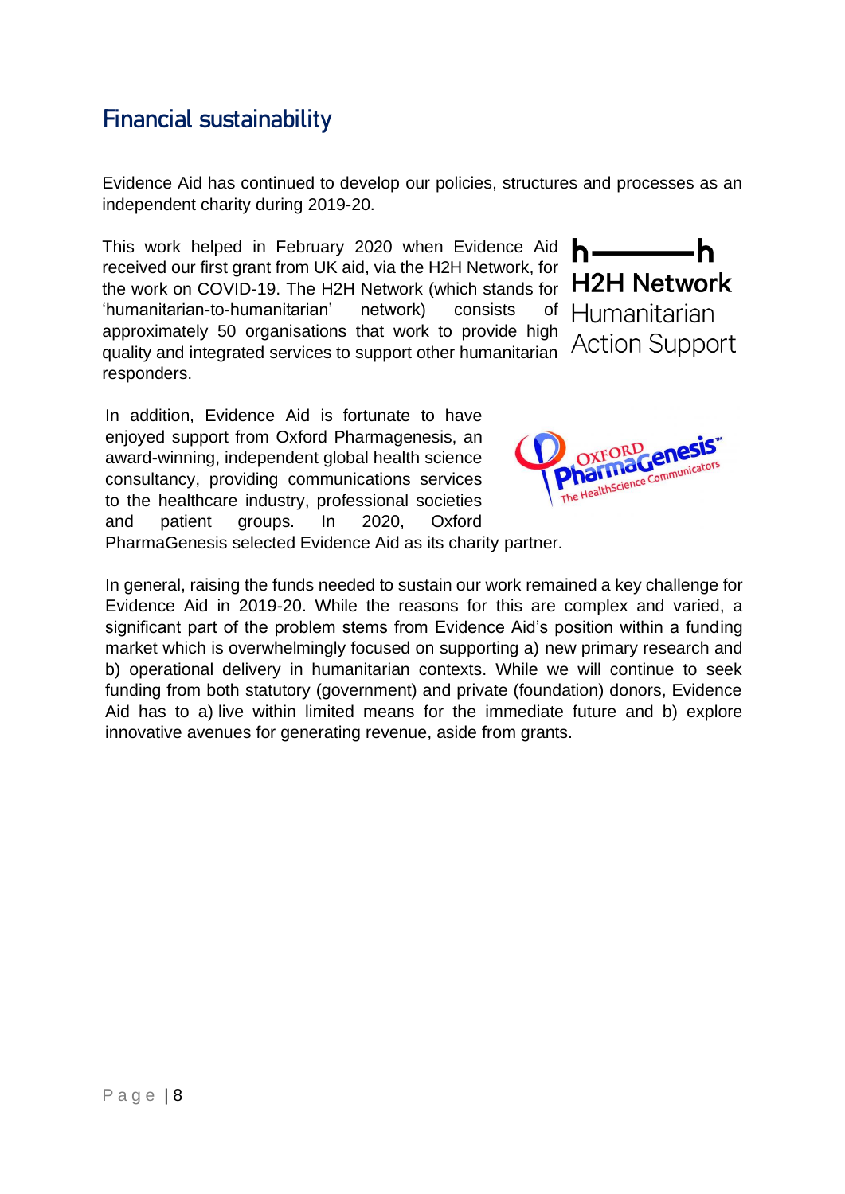## Financial sustainability

Evidence Aid has continued to develop our policies, structures and processes as an independent charity during 2019-20.

This work helped in February 2020 when Evidence Aid received our first grant from UK aid, via the H2H Network, for the work on COVID-19. The H2H Network (which stands for 'humanitarian-to-humanitarian' network) consists of approximately 50 organisations that work to provide high quality and integrated services to support other humanitarian responders.

In addition, Evidence Aid is fortunate to have enjoyed support from Oxford Pharmagenesis, an award-winning, independent global health science consultancy, providing communications services to the healthcare industry, professional societies and patient groups. In 2020, Oxford PharmaGenesis selected Evidence Aid as its charity partner.

In general, raising the funds needed to sustain our work remained a key challenge for Evidence Aid in 2019-20. While the reasons for this are complex and varied, a significant part of the problem stems from Evidence Aid's position within a funding market which is overwhelmingly focused on supporting a) new primary research and b) operational delivery in humanitarian contexts. While we will continue to seek funding from both statutory (government) and private (foundation) donors, Evidence Aid has to a) live within limited means for the immediate future and b) explore innovative avenues for generating revenue, aside from grants.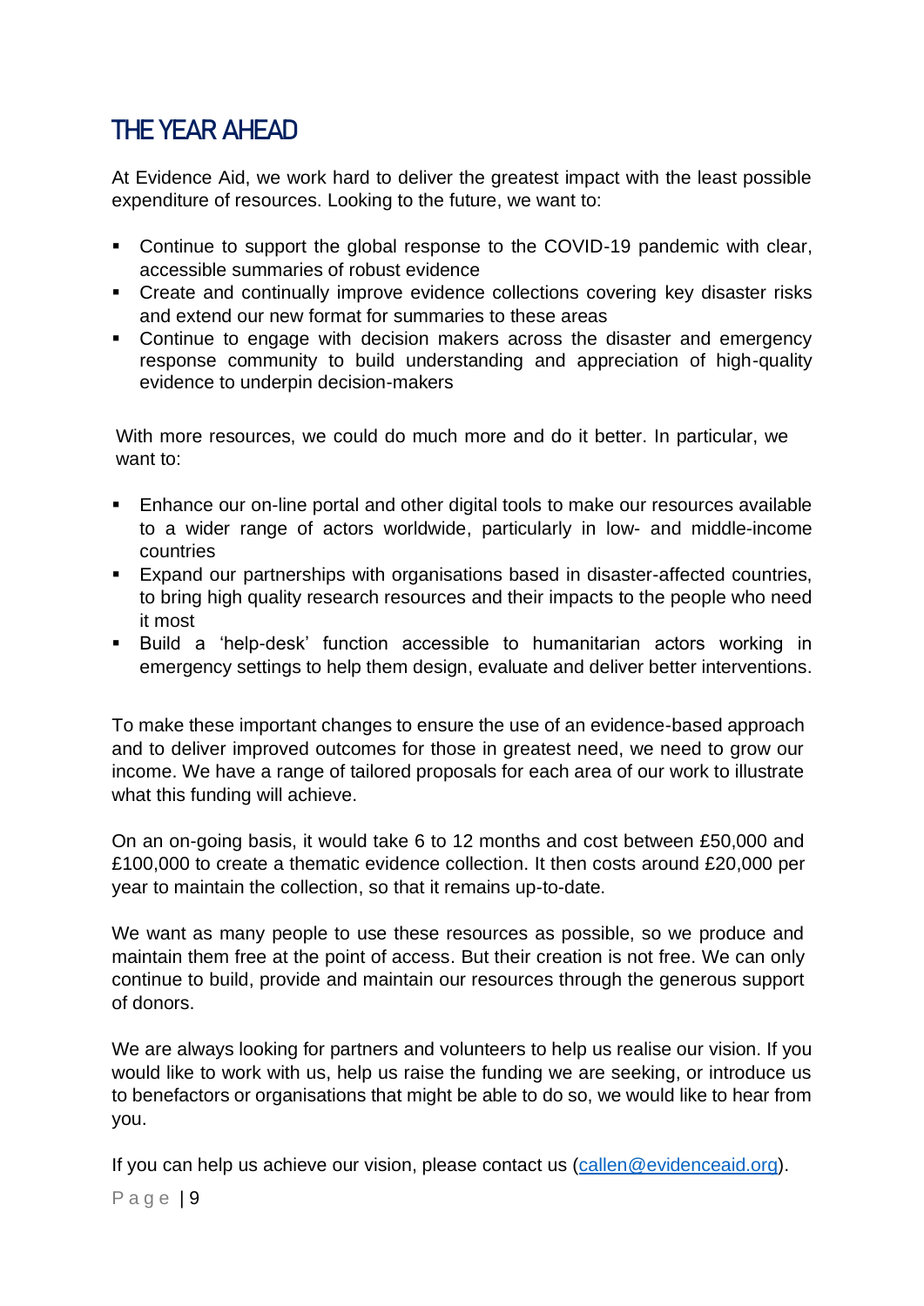## THE YEAR AHEAD

At Evidence Aid, we work hard to deliver the greatest impact with the least possible expenditure of resources. Looking to the future, we want to:

- Continue to support the global response to the COVID-19 pandemic with clear, accessible summaries of robust evidence
- Create and continually improve evidence collections covering key disaster risks and extend our new format for summaries to these areas
- Continue to engage with decision makers across the disaster and emergency response community to build understanding and appreciation of high-quality evidence to underpin decision-makers

With more resources, we could do much more and do it better. In particular, we want to:

- Enhance our on-line portal and other digital tools to make our resources available to a wider range of actors worldwide, particularly in low- and middle-income countries
- Expand our partnerships with organisations based in disaster-affected countries, to bring high quality research resources and their impacts to the people who need it most
- Build a 'help-desk' function accessible to humanitarian actors working in emergency settings to help them design, evaluate and deliver better interventions.

To make these important changes to ensure the use of an evidence-based approach and to deliver improved outcomes for those in greatest need, we need to grow our income. We have a range of tailored proposals for each area of our work to illustrate what this funding will achieve.

On an on-going basis, it would take 6 to 12 months and cost between £50,000 and £100,000 to create a thematic evidence collection. It then costs around £20,000 per year to maintain the collection, so that it remains up-to-date.

We want as many people to use these resources as possible, so we produce and maintain them free at the point of access. But their creation is not free. We can only continue to build, provide and maintain our resources through the generous support of donors.

We are always looking for partners and volunteers to help us realise our vision. If you would like to work with us, help us raise the funding we are seeking, or introduce us to benefactors or organisations that might be able to do so, we would like to hear from you.

If you can help us achieve our vision, please contact us (callen@evidenceaid.org).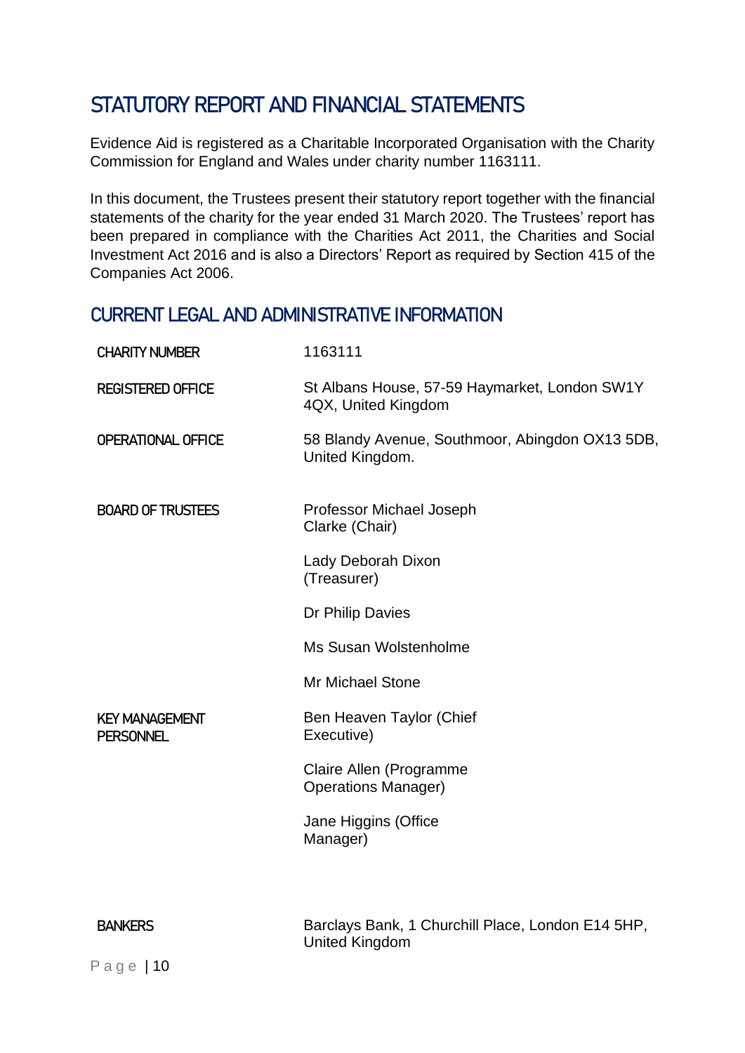# STATUTORY REPORT AND FINANCIAL STATEMENTS

Evidence Aid is registered as a Charitable Incorporated Organisation with the Charity Commission for England and Wales under charity number 1163111.

In this document, the Trustees present their statutory report together with the financial statements of the charity for the year ended 31 March 2020. The Trustees' report has been prepared in compliance with the Charities Act 2011, the Charities and Social Investment Act 2016 and is also a Directors' Report as required by Section 415 of the Companies Act 2006.

## CURRENT LEGAL AND ADMINISTRATIVE INFORMATION

| | |
|---|---|
| CHARITY NUMBER | 1163111 |
| REGISTERED OFFICE | St Albans House, 57-59 Haymarket, London SW1Y 4QX, United Kingdom |
| OPERATIONAL OFFICE | 58 Blandy Avenue, Southmoor, Abingdon OX13 5DB, United Kingdom. |
| BOARD OF TRUSTEES | Professor Michael Joseph Clarke (Chair)<br><br>Lady Deborah Dixon (Treasurer)<br><br>Dr Philip Davies<br><br>Ms Susan Wolstenholme<br><br>Mr Michael Stone |
| KEY MANAGEMENT PERSONNEL | Ben Heaven Taylor (Chief Executive)<br><br>Claire Allen (Programme Operations Manager)<br><br>Jane Higgins (Office Manager) |
| BANKERS | Barclays Bank, 1 Churchill Place, London E14 5HP, United Kingdom |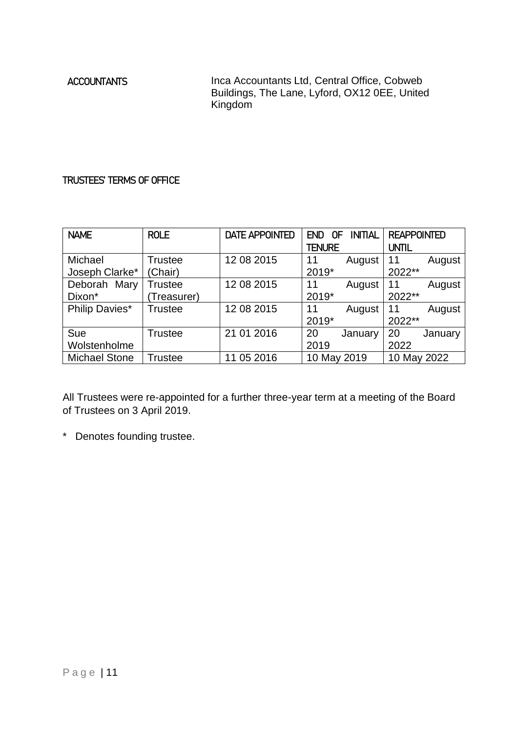**ACCOUNTANTS** Inca Accountants Ltd, Central Office, Cobweb Buildings, The Lane, Lyford, OX12 0EE, United Kingdom

## TRUSTEES' TERMS OF OFFICE

| NAME | ROLE | DATE APPOINTED | END OF INITIAL TENURE | REAPPOINTED UNTIL |
|---|---|---|---|---|
| Michael Joseph Clarke* | Trustee (Chair) | 12 08 2015 | 11 August 2019* | 11 August 2022** |
| Deborah Mary Dixon* | Trustee (Treasurer) | 12 08 2015 | 11 August 2019* | 11 August 2022** |
| Philip Davies* | Trustee | 12 08 2015 | 11 August 2019* | 11 August 2022** |
| Sue Wolstenholme | Trustee | 21 01 2016 | 20 January 2019 | 20 January 2022 |
| Michael Stone | Trustee | 11 05 2016 | 10 May 2019 | 10 May 2022 |

All Trustees were re-appointed for a further three-year term at a meeting of the Board of Trustees on 3 April 2019.

\* Denotes founding trustee.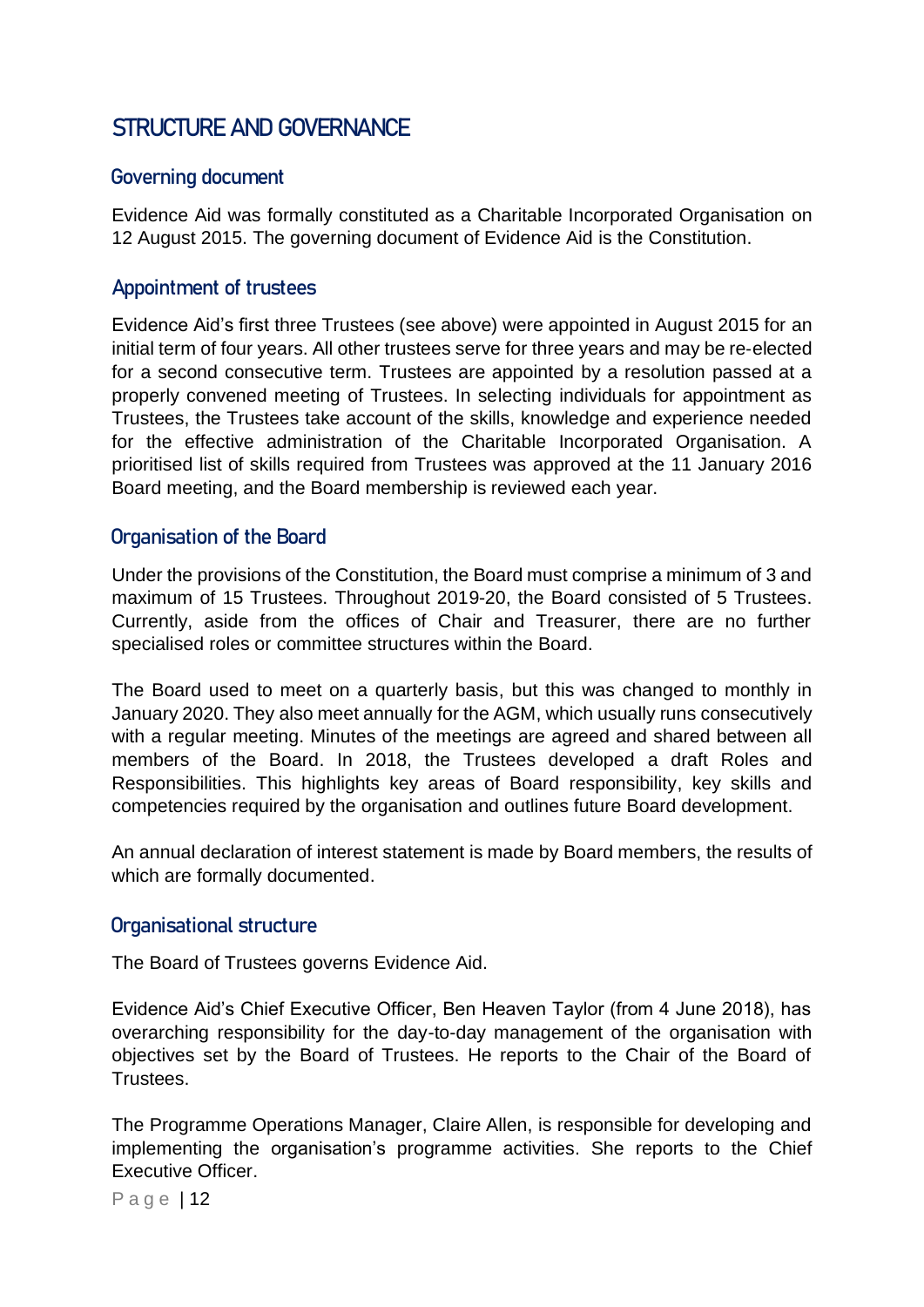## STRUCTURE AND GOVERNANCE

### Governing document

Evidence Aid was formally constituted as a Charitable Incorporated Organisation on 12 August 2015. The governing document of Evidence Aid is the Constitution.

### Appointment of trustees

Evidence Aid's first three Trustees (see above) were appointed in August 2015 for an initial term of four years. All other trustees serve for three years and may be re-elected for a second consecutive term. Trustees are appointed by a resolution passed at a properly convened meeting of Trustees. In selecting individuals for appointment as Trustees, the Trustees take account of the skills, knowledge and experience needed for the effective administration of the Charitable Incorporated Organisation. A prioritised list of skills required from Trustees was approved at the 11 January 2016 Board meeting, and the Board membership is reviewed each year.

### Organisation of the Board

Under the provisions of the Constitution, the Board must comprise a minimum of 3 and maximum of 15 Trustees. Throughout 2019-20, the Board consisted of 5 Trustees. Currently, aside from the offices of Chair and Treasurer, there are no further specialised roles or committee structures within the Board.

The Board used to meet on a quarterly basis, but this was changed to monthly in January 2020. They also meet annually for the AGM, which usually runs consecutively with a regular meeting. Minutes of the meetings are agreed and shared between all members of the Board. In 2018, the Trustees developed a draft Roles and Responsibilities. This highlights key areas of Board responsibility, key skills and competencies required by the organisation and outlines future Board development.

An annual declaration of interest statement is made by Board members, the results of which are formally documented.

### Organisational structure

The Board of Trustees governs Evidence Aid.

Evidence Aid's Chief Executive Officer, Ben Heaven Taylor (from 4 June 2018), has overarching responsibility for the day-to-day management of the organisation with objectives set by the Board of Trustees. He reports to the Chair of the Board of Trustees.

The Programme Operations Manager, Claire Allen, is responsible for developing and implementing the organisation's programme activities. She reports to the Chief Executive Officer.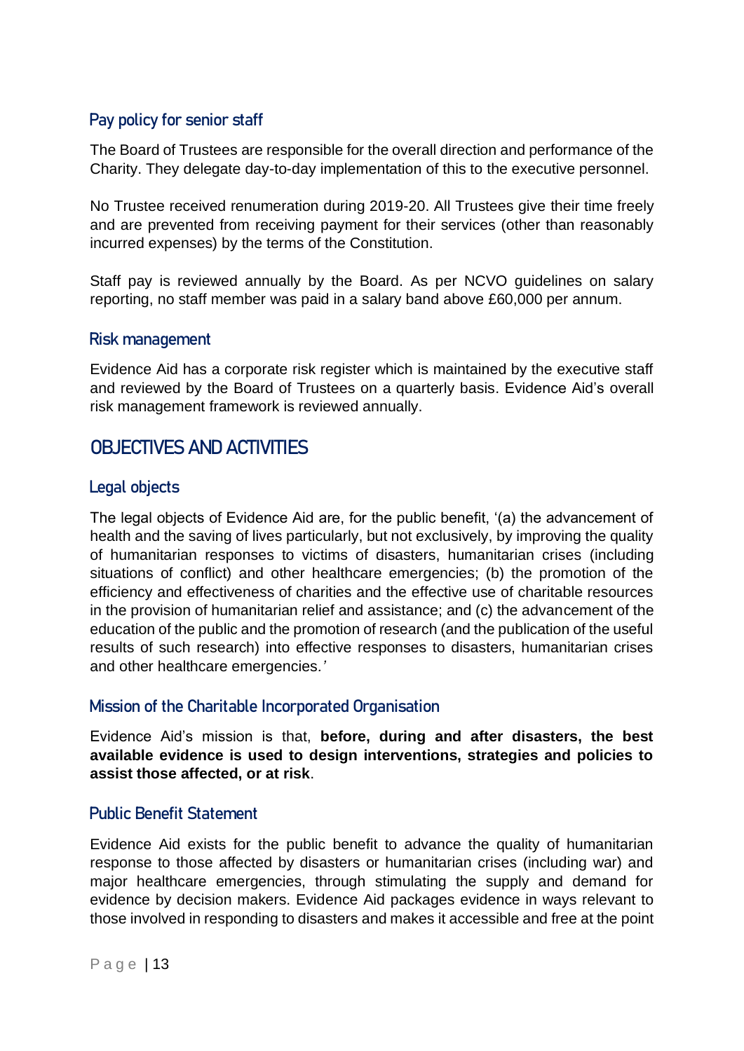### Pay policy for senior staff

The Board of Trustees are responsible for the overall direction and performance of the Charity. They delegate day-to-day implementation of this to the executive personnel.

No Trustee received renumeration during 2019-20. All Trustees give their time freely and are prevented from receiving payment for their services (other than reasonably incurred expenses) by the terms of the Constitution.

Staff pay is reviewed annually by the Board. As per NCVO guidelines on salary reporting, no staff member was paid in a salary band above £60,000 per annum.

### Risk management

Evidence Aid has a corporate risk register which is maintained by the executive staff and reviewed by the Board of Trustees on a quarterly basis. Evidence Aid's overall risk management framework is reviewed annually.

## OBJECTIVES AND ACTIVITIES

### Legal objects

The legal objects of Evidence Aid are, for the public benefit, '(a) the advancement of health and the saving of lives particularly, but not exclusively, by improving the quality of humanitarian responses to victims of disasters, humanitarian crises (including situations of conflict) and other healthcare emergencies; (b) the promotion of the efficiency and effectiveness of charities and the effective use of charitable resources in the provision of humanitarian relief and assistance; and (c) the advancement of the education of the public and the promotion of research (and the publication of the useful results of such research) into effective responses to disasters, humanitarian crises and other healthcare emergencies.'

### Mission of the Charitable Incorporated Organisation

Evidence Aid's mission is that, **before, during and after disasters, the best available evidence is used to design interventions, strategies and policies to assist those affected, or at risk**.

### Public Benefit Statement

Evidence Aid exists for the public benefit to advance the quality of humanitarian response to those affected by disasters or humanitarian crises (including war) and major healthcare emergencies, through stimulating the supply and demand for evidence by decision makers. Evidence Aid packages evidence in ways relevant to those involved in responding to disasters and makes it accessible and free at the point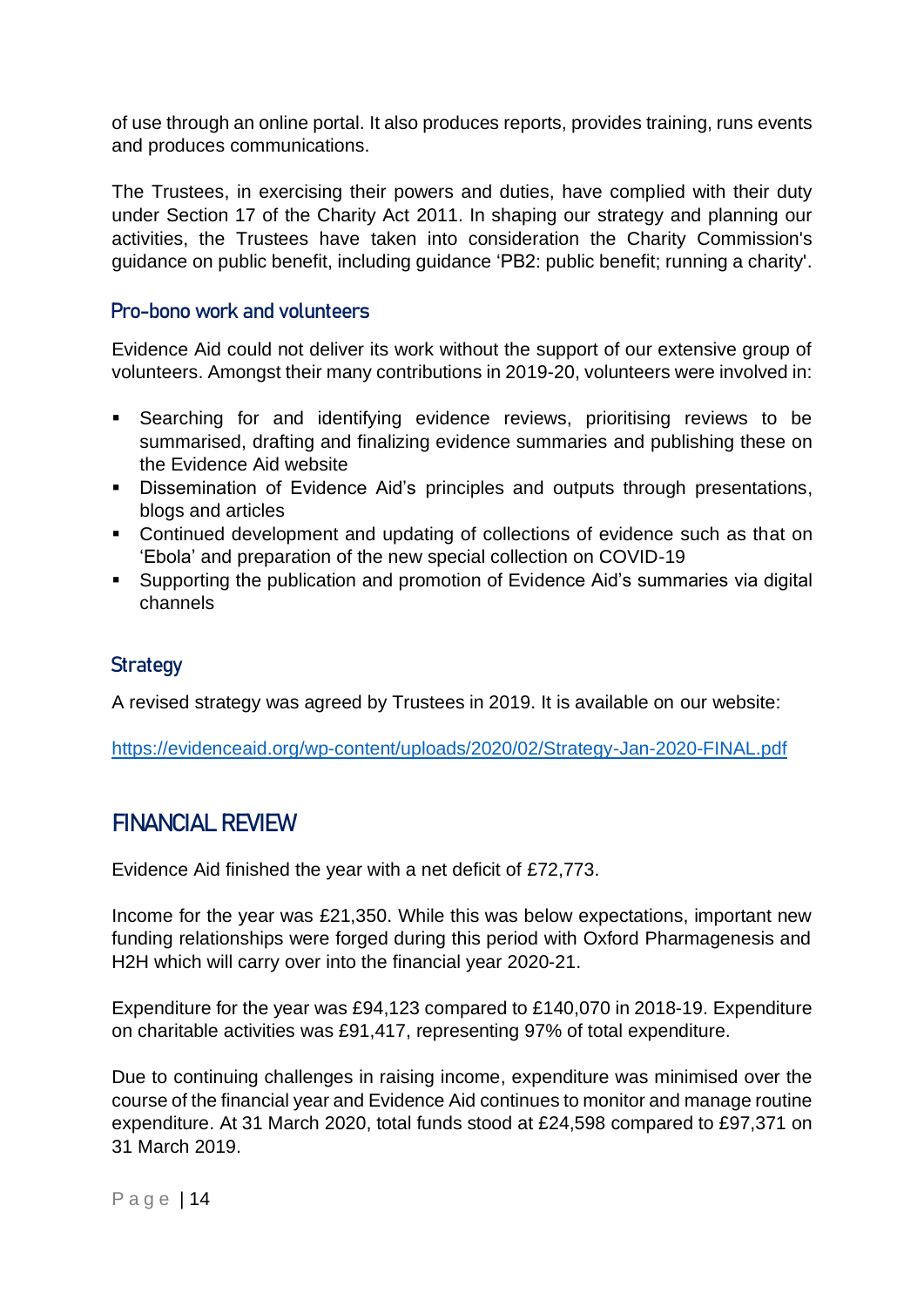of use through an online portal. It also produces reports, provides training, runs events and produces communications.

The Trustees, in exercising their powers and duties, have complied with their duty under Section 17 of the Charity Act 2011. In shaping our strategy and planning our activities, the Trustees have taken into consideration the Charity Commission's guidance on public benefit, including guidance 'PB2: public benefit; running a charity'.

### Pro-bono work and volunteers

Evidence Aid could not deliver its work without the support of our extensive group of volunteers. Amongst their many contributions in 2019-20, volunteers were involved in:

- Searching for and identifying evidence reviews, prioritising reviews to be summarised, drafting and finalizing evidence summaries and publishing these on the Evidence Aid website
- Dissemination of Evidence Aid's principles and outputs through presentations, blogs and articles
- Continued development and updating of collections of evidence such as that on 'Ebola' and preparation of the new special collection on COVID-19
- Supporting the publication and promotion of Evidence Aid's summaries via digital channels

### Strategy

A revised strategy was agreed by Trustees in 2019. It is available on our website:

https://evidenceaid.org/wp-content/uploads/2020/02/Strategy-Jan-2020-FINAL.pdf

## FINANCIAL REVIEW

Evidence Aid finished the year with a net deficit of £72,773.

Income for the year was £21,350. While this was below expectations, important new funding relationships were forged during this period with Oxford Pharmagenesis and H2H which will carry over into the financial year 2020-21.

Expenditure for the year was £94,123 compared to £140,070 in 2018-19. Expenditure on charitable activities was £91,417, representing 97% of total expenditure.

Due to continuing challenges in raising income, expenditure was minimised over the course of the financial year and Evidence Aid continues to monitor and manage routine expenditure. At 31 March 2020, total funds stood at £24,598 compared to £97,371 on 31 March 2019.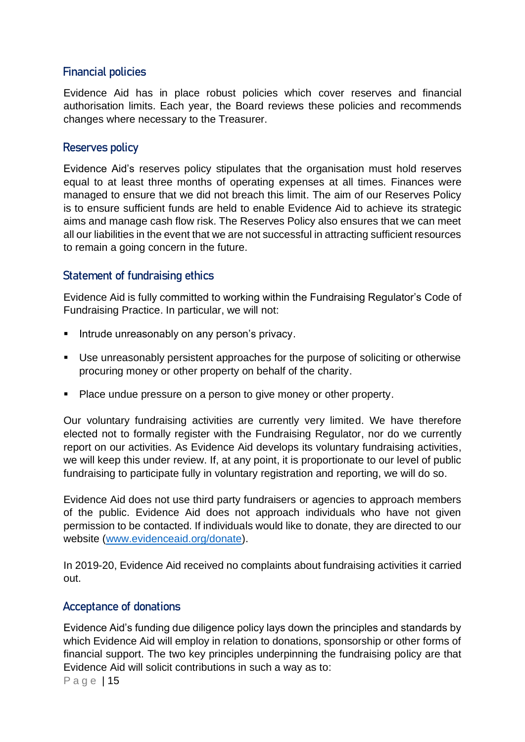## Financial policies

Evidence Aid has in place robust policies which cover reserves and financial authorisation limits. Each year, the Board reviews these policies and recommends changes where necessary to the Treasurer.

## Reserves policy

Evidence Aid's reserves policy stipulates that the organisation must hold reserves equal to at least three months of operating expenses at all times. Finances were managed to ensure that we did not breach this limit. The aim of our Reserves Policy is to ensure sufficient funds are held to enable Evidence Aid to achieve its strategic aims and manage cash flow risk. The Reserves Policy also ensures that we can meet all our liabilities in the event that we are not successful in attracting sufficient resources to remain a going concern in the future.

## Statement of fundraising ethics

Evidence Aid is fully committed to working within the Fundraising Regulator's Code of Fundraising Practice. In particular, we will not:

- Intrude unreasonably on any person's privacy.
- Use unreasonably persistent approaches for the purpose of soliciting or otherwise procuring money or other property on behalf of the charity.
- Place undue pressure on a person to give money or other property.

Our voluntary fundraising activities are currently very limited. We have therefore elected not to formally register with the Fundraising Regulator, nor do we currently report on our activities. As Evidence Aid develops its voluntary fundraising activities, we will keep this under review. If, at any point, it is proportionate to our level of public fundraising to participate fully in voluntary registration and reporting, we will do so.

Evidence Aid does not use third party fundraisers or agencies to approach members of the public. Evidence Aid does not approach individuals who have not given permission to be contacted. If individuals would like to donate, they are directed to our website ([www.evidenceaid.org/donate](www.evidenceaid.org/donate)).

In 2019-20, Evidence Aid received no complaints about fundraising activities it carried out.

## Acceptance of donations

Evidence Aid's funding due diligence policy lays down the principles and standards by which Evidence Aid will employ in relation to donations, sponsorship or other forms of financial support. The two key principles underpinning the fundraising policy are that Evidence Aid will solicit contributions in such a way as to: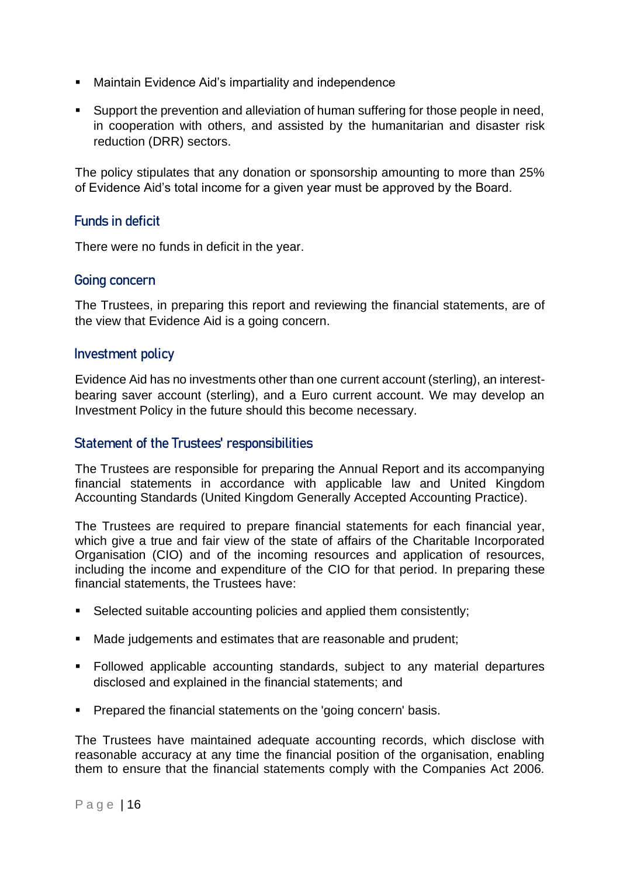- Maintain Evidence Aid's impartiality and independence
- Support the prevention and alleviation of human suffering for those people in need, in cooperation with others, and assisted by the humanitarian and disaster risk reduction (DRR) sectors.

The policy stipulates that any donation or sponsorship amounting to more than 25% of Evidence Aid's total income for a given year must be approved by the Board.

## Funds in deficit

There were no funds in deficit in the year.

## Going concern

The Trustees, in preparing this report and reviewing the financial statements, are of the view that Evidence Aid is a going concern.

## Investment policy

Evidence Aid has no investments other than one current account (sterling), an interest-bearing saver account (sterling), and a Euro current account. We may develop an Investment Policy in the future should this become necessary.

## Statement of the Trustees' responsibilities

The Trustees are responsible for preparing the Annual Report and its accompanying financial statements in accordance with applicable law and United Kingdom Accounting Standards (United Kingdom Generally Accepted Accounting Practice).

The Trustees are required to prepare financial statements for each financial year, which give a true and fair view of the state of affairs of the Charitable Incorporated Organisation (CIO) and of the incoming resources and application of resources, including the income and expenditure of the CIO for that period. In preparing these financial statements, the Trustees have:

- Selected suitable accounting policies and applied them consistently;
- Made judgements and estimates that are reasonable and prudent;
- Followed applicable accounting standards, subject to any material departures disclosed and explained in the financial statements; and
- Prepared the financial statements on the 'going concern' basis.

The Trustees have maintained adequate accounting records, which disclose with reasonable accuracy at any time the financial position of the organisation, enabling them to ensure that the financial statements comply with the Companies Act 2006.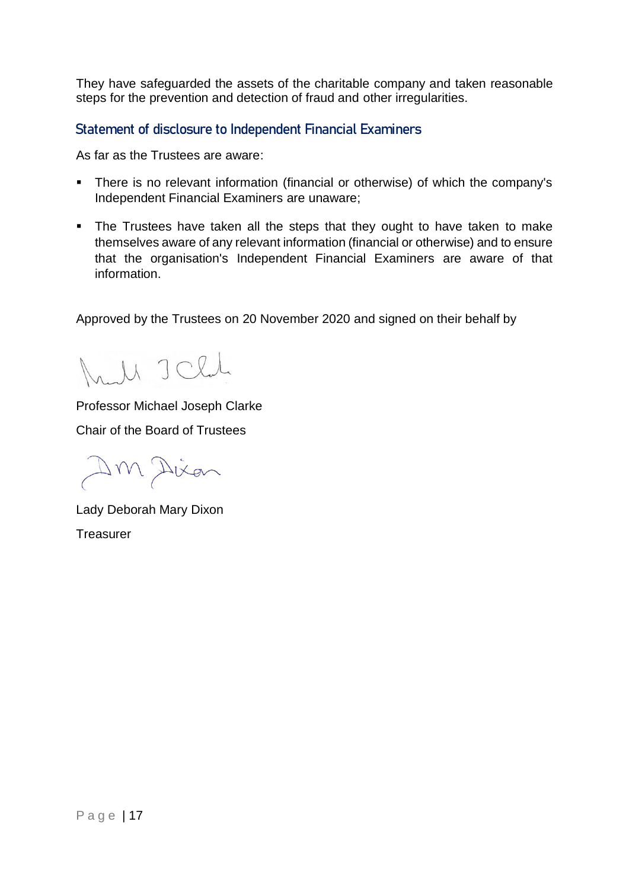They have safeguarded the assets of the charitable company and taken reasonable steps for the prevention and detection of fraud and other irregularities.

## Statement of disclosure to Independent Financial Examiners

As far as the Trustees are aware:

- There is no relevant information (financial or otherwise) of which the company's Independent Financial Examiners are unaware;
- The Trustees have taken all the steps that they ought to have taken to make themselves aware of any relevant information (financial or otherwise) and to ensure that the organisation's Independent Financial Examiners are aware of that information.

Approved by the Trustees on 20 November 2020 and signed on their behalf by

Professor Michael Joseph Clarke

Chair of the Board of Trustees

Lady Deborah Mary Dixon

Treasurer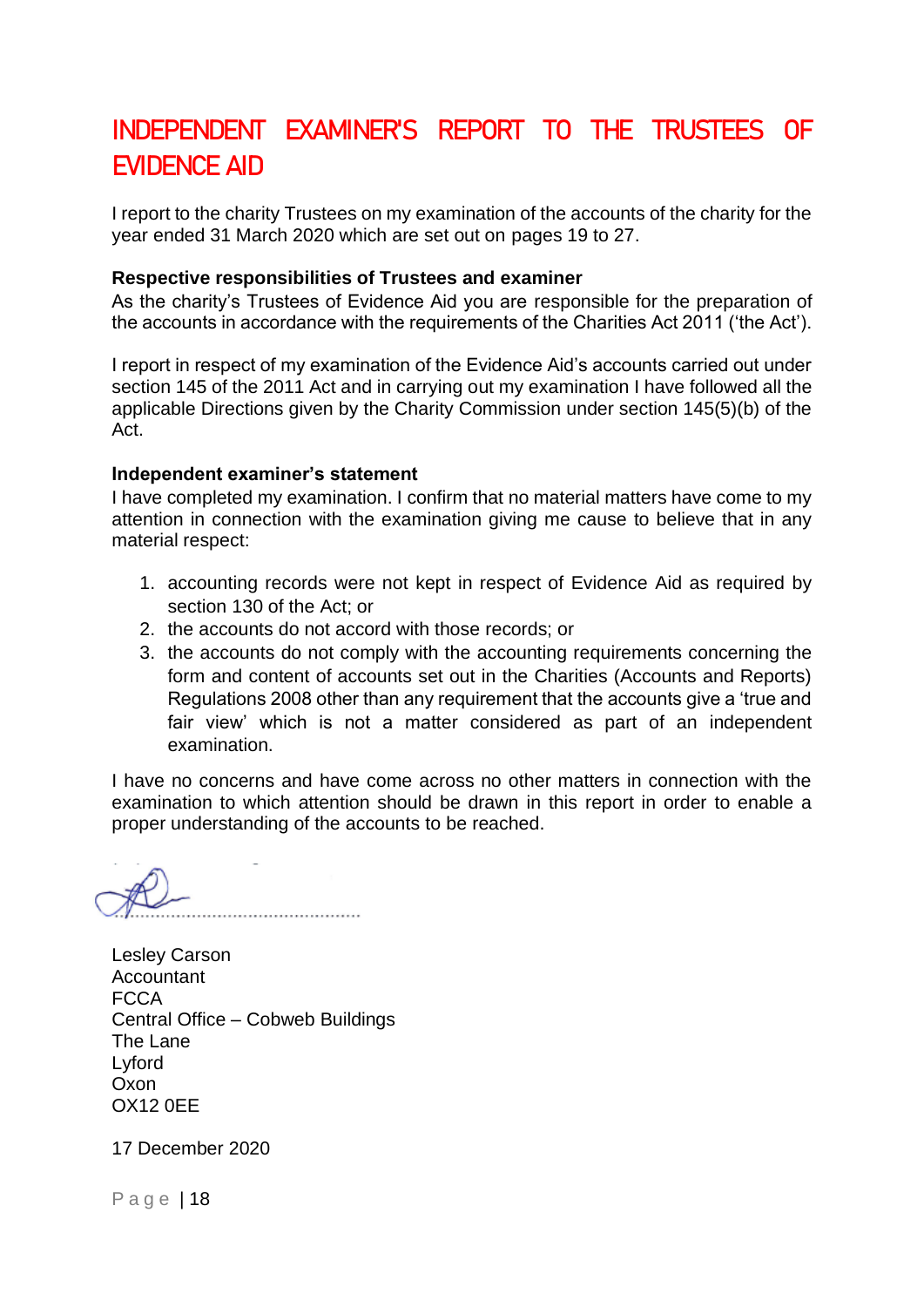# INDEPENDENT EXAMINER'S REPORT TO THE TRUSTEES OF EVIDENCE AID

I report to the charity Trustees on my examination of the accounts of the charity for the year ended 31 March 2020 which are set out on pages 19 to 27.

**Respective responsibilities of Trustees and examiner**

As the charity's Trustees of Evidence Aid you are responsible for the preparation of the accounts in accordance with the requirements of the Charities Act 2011 ('the Act').

I report in respect of my examination of the Evidence Aid's accounts carried out under section 145 of the 2011 Act and in carrying out my examination I have followed all the applicable Directions given by the Charity Commission under section 145(5)(b) of the Act.

**Independent examiner's statement**

I have completed my examination. I confirm that no material matters have come to my attention in connection with the examination giving me cause to believe that in any material respect:

1. accounting records were not kept in respect of Evidence Aid as required by section 130 of the Act; or
2. the accounts do not accord with those records; or
3. the accounts do not comply with the accounting requirements concerning the form and content of accounts set out in the Charities (Accounts and Reports) Regulations 2008 other than any requirement that the accounts give a 'true and fair view' which is not a matter considered as part of an independent examination.

I have no concerns and have come across no other matters in connection with the examination to which attention should be drawn in this report in order to enable a proper understanding of the accounts to be reached.

.............................................

Lesley Carson
Accountant
FCCA
Central Office – Cobweb Buildings
The Lane
Lyford
Oxon
OX12 0EE

17 December 2020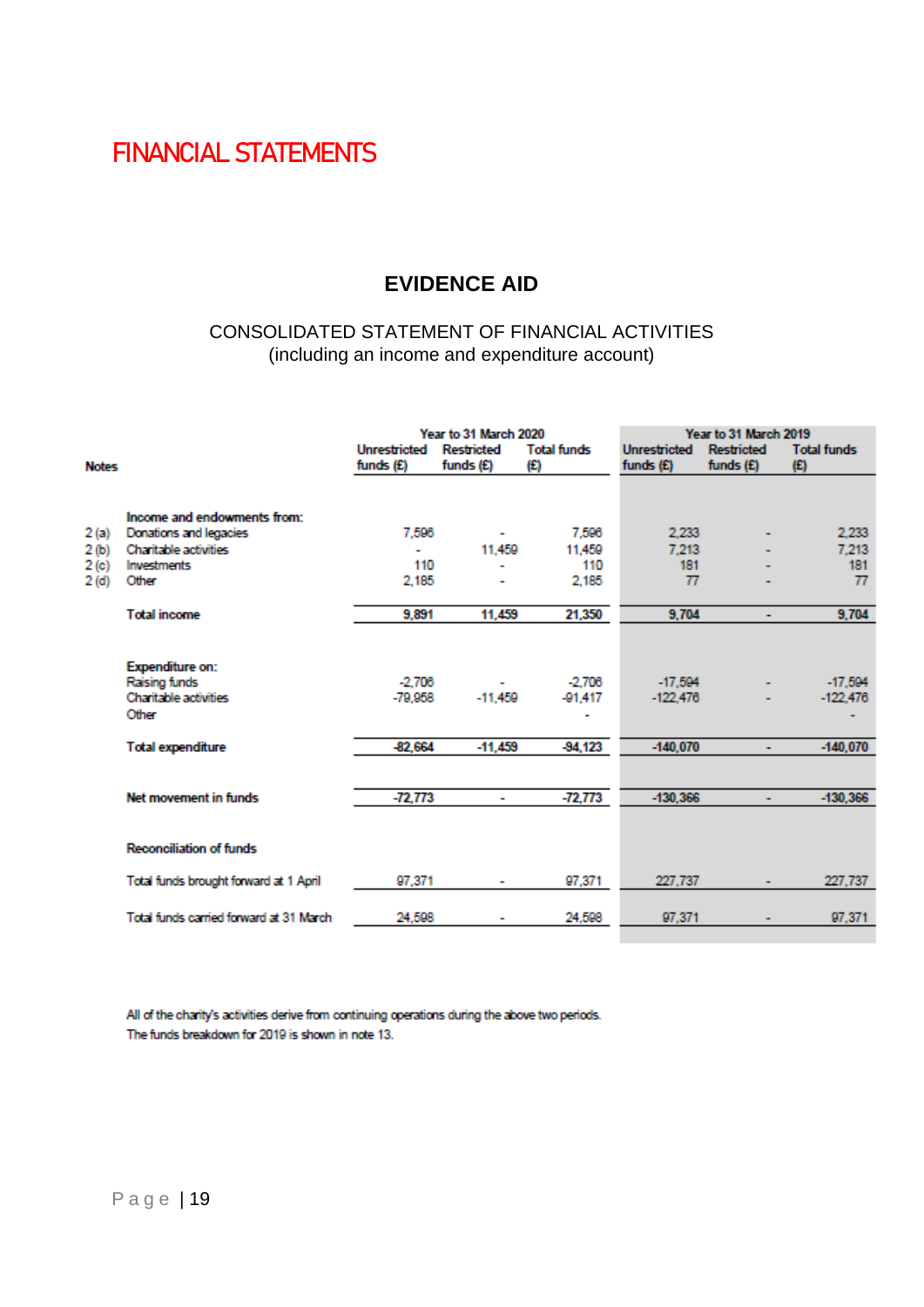# FINANCIAL STATEMENTS

## EVIDENCE AID

CONSOLIDATED STATEMENT OF FINANCIAL ACTIVITIES
(including an income and expenditure account)

| Notes | | Year to 31 March 2020 | | | Year to 31 March 2019 | | |
|---|---|---|---|---|---|---|---|
| | | Unrestricted funds (£) | Restricted funds (£) | Total funds (£) | Unrestricted funds (£) | Restricted funds (£) | Total funds (£) |
| | **Income and endowments from:** | | | | | | |
| 2 (a) | Donations and legacies | 7,596 | - | 7,596 | 2,233 | - | 2,233 |
| 2 (b) | Charitable activities | - | 11,459 | 11,459 | 7,213 | - | 7,213 |
| 2 (c) | Investments | 110 | - | 110 | 181 | - | 181 |
| 2 (d) | Other | 2,185 | - | 2,185 | 77 | - | 77 |
| | **Total income** | 9,891 | 11,459 | 21,350 | 9,704 | - | 9,704 |
| | **Expenditure on:** | | | | | | |
| | Raising funds | -2,706 | - | -2,706 | -17,594 | - | -17,594 |
| | Charitable activities | -79,958 | -11,459 | -91,417 | -122,476 | - | -122,476 |
| | Other | | | - | | | - |
| | **Total expenditure** | -82,664 | -11,459 | -94,123 | -140,070 | - | -140,070 |
| | **Net movement in funds** | -72,773 | - | -72,773 | -130,366 | - | -130,366 |
| | **Reconciliation of funds** | | | | | | |
| | Total funds brought forward at 1 April | 97,371 | - | 97,371 | 227,737 | - | 227,737 |
| | Total funds carried forward at 31 March | 24,598 | - | 24,598 | 97,371 | - | 97,371 |

All of the charity's activities derive from continuing operations during the above two periods.
The funds breakdown for 2019 is shown in note 13.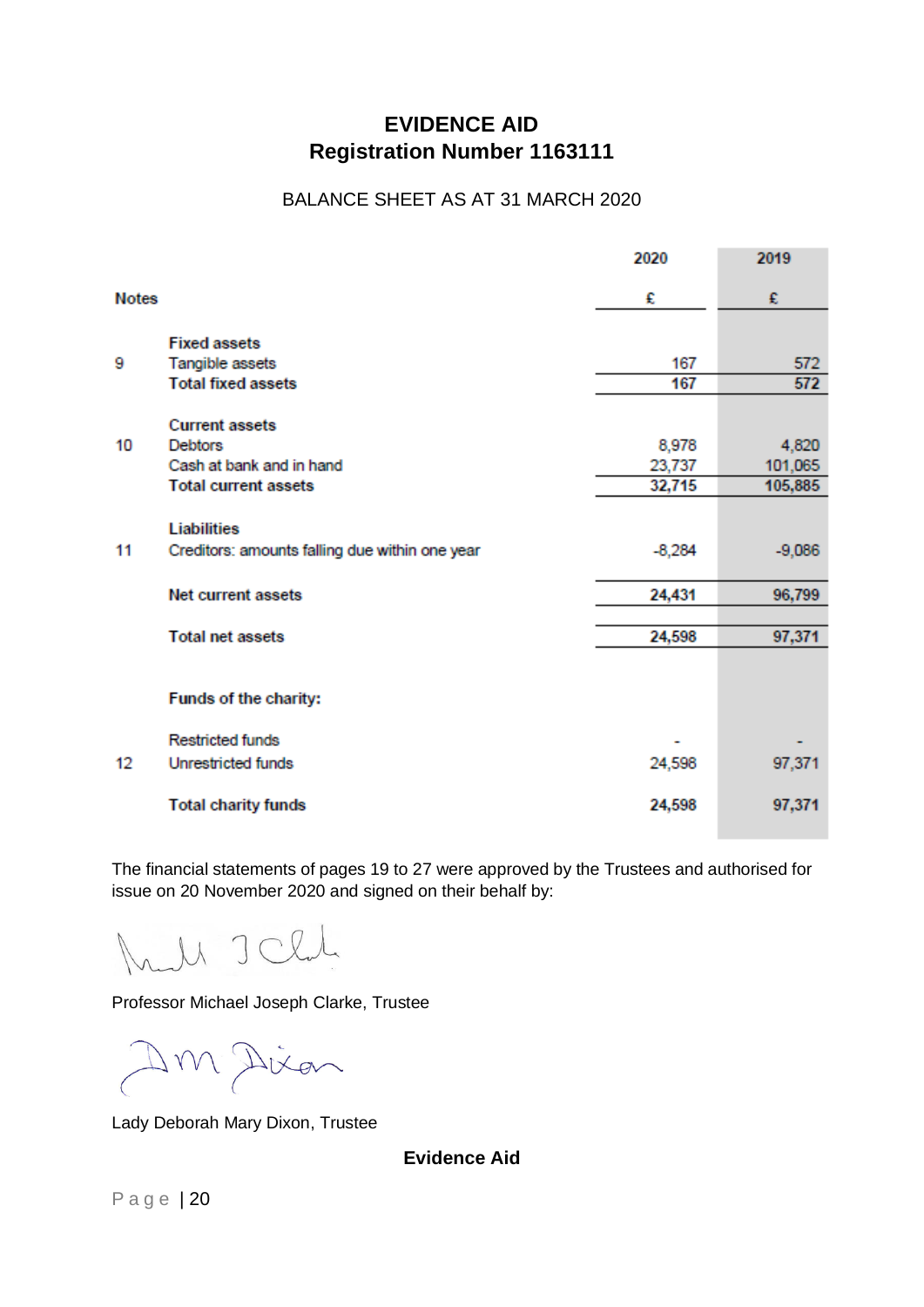# EVIDENCE AID
## Registration Number 1163111

BALANCE SHEET AS AT 31 MARCH 2020

| Notes | | 2020 | 2019 |
|---|---|---|---|
| | | £ | £ |
| | **Fixed assets** | | |
| 9 | Tangible assets | 167 | 572 |
| | **Total fixed assets** | **167** | **572** |
| | **Current assets** | | |
| 10 | Debtors | 8,978 | 4,820 |
| | Cash at bank and in hand | 23,737 | 101,065 |
| | **Total current assets** | **32,715** | **105,885** |
| | **Liabilities** | | |
| 11 | Creditors: amounts falling due within one year | -8,284 | -9,086 |
| | **Net current assets** | **24,431** | **96,799** |
| | **Total net assets** | **24,598** | **97,371** |
| | **Funds of the charity:** | | |
| | Restricted funds | - | - |
| 12 | Unrestricted funds | 24,598 | 97,371 |
| | **Total charity funds** | **24,598** | **97,371** |

The financial statements of pages 19 to 27 were approved by the Trustees and authorised for issue on 20 November 2020 and signed on their behalf by:

Professor Michael Joseph Clarke, Trustee

Lady Deborah Mary Dixon, Trustee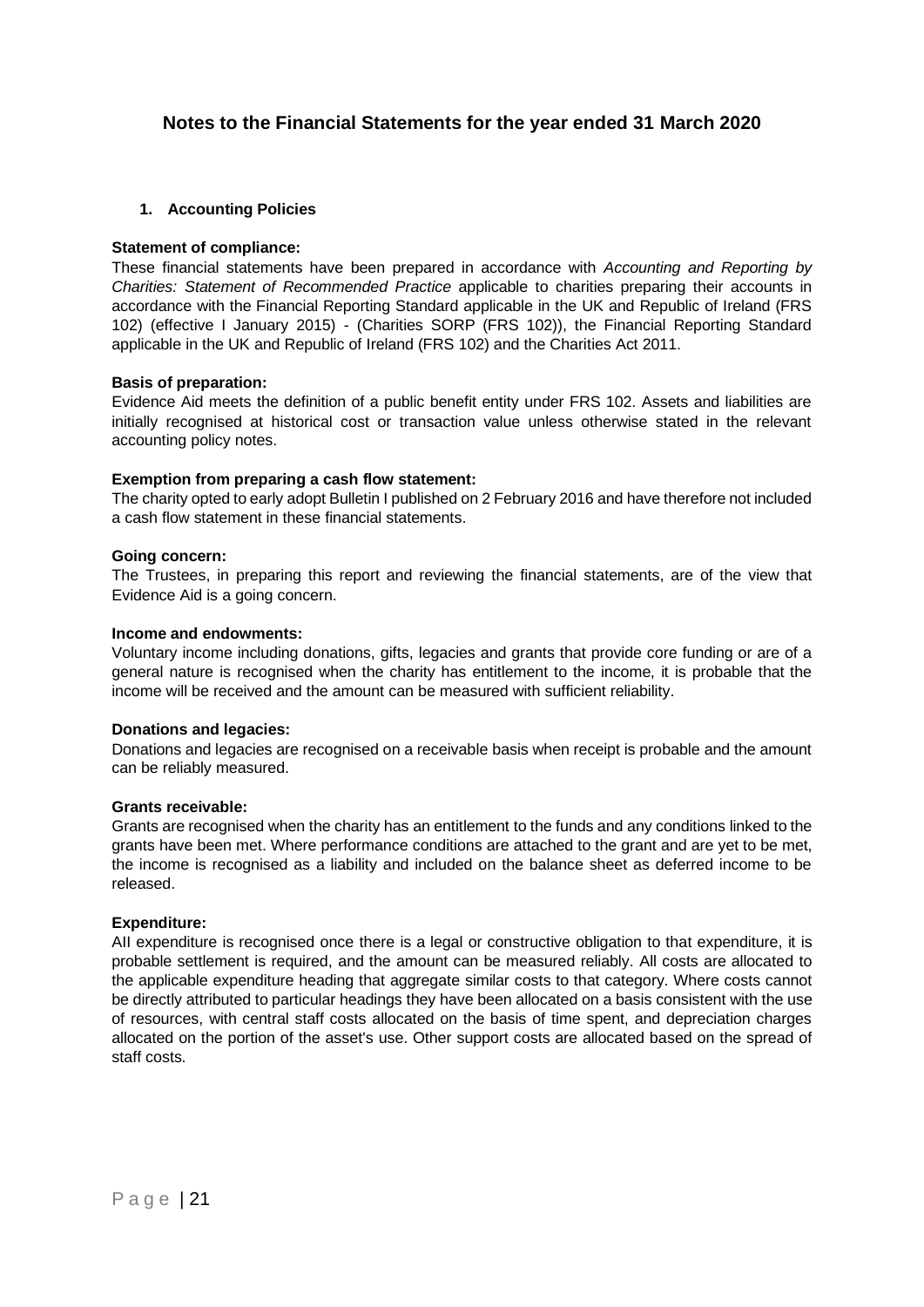# Notes to the Financial Statements for the year ended 31 March 2020

## 1. Accounting Policies

**Statement of compliance:**
These financial statements have been prepared in accordance with *Accounting and Reporting by Charities: Statement of Recommended Practice* applicable to charities preparing their accounts in accordance with the Financial Reporting Standard applicable in the UK and Republic of Ireland (FRS 102) (effective I January 2015) - (Charities SORP (FRS 102)), the Financial Reporting Standard applicable in the UK and Republic of Ireland (FRS 102) and the Charities Act 2011.

**Basis of preparation:**
Evidence Aid meets the definition of a public benefit entity under FRS 102. Assets and liabilities are initially recognised at historical cost or transaction value unless otherwise stated in the relevant accounting policy notes.

**Exemption from preparing a cash flow statement:**
The charity opted to early adopt Bulletin I published on 2 February 2016 and have therefore not included a cash flow statement in these financial statements.

**Going concern:**
The Trustees, in preparing this report and reviewing the financial statements, are of the view that Evidence Aid is a going concern.

**Income and endowments:**
Voluntary income including donations, gifts, legacies and grants that provide core funding or are of a general nature is recognised when the charity has entitlement to the income, it is probable that the income will be received and the amount can be measured with sufficient reliability.

**Donations and legacies:**
Donations and legacies are recognised on a receivable basis when receipt is probable and the amount can be reliably measured.

**Grants receivable:**
Grants are recognised when the charity has an entitlement to the funds and any conditions linked to the grants have been met. Where performance conditions are attached to the grant and are yet to be met, the income is recognised as a liability and included on the balance sheet as deferred income to be released.

**Expenditure:**
AII expenditure is recognised once there is a legal or constructive obligation to that expenditure, it is probable settlement is required, and the amount can be measured reliably. All costs are allocated to the applicable expenditure heading that aggregate similar costs to that category. Where costs cannot be directly attributed to particular headings they have been allocated on a basis consistent with the use of resources, with central staff costs allocated on the basis of time spent, and depreciation charges allocated on the portion of the asset's use. Other support costs are allocated based on the spread of staff costs.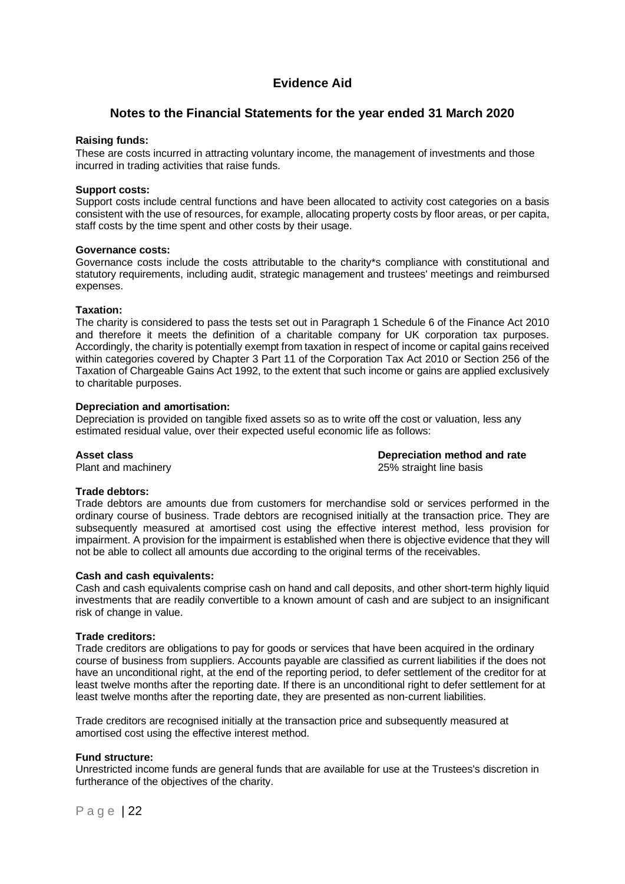# Evidence Aid

## Notes to the Financial Statements for the year ended 31 March 2020

**Raising funds:**

These are costs incurred in attracting voluntary income, the management of investments and those incurred in trading activities that raise funds.

**Support costs:**

Support costs include central functions and have been allocated to activity cost categories on a basis consistent with the use of resources, for example, allocating property costs by floor areas, or per capita, staff costs by the time spent and other costs by their usage.

**Governance costs:**

Governance costs include the costs attributable to the charity*s compliance with constitutional and statutory requirements, including audit, strategic management and trustees' meetings and reimbursed expenses.

**Taxation:**

The charity is considered to pass the tests set out in Paragraph 1 Schedule 6 of the Finance Act 2010 and therefore it meets the definition of a charitable company for UK corporation tax purposes. Accordingly, the charity is potentially exempt from taxation in respect of income or capital gains received within categories covered by Chapter 3 Part 11 of the Corporation Tax Act 2010 or Section 256 of the Taxation of Chargeable Gains Act 1992, to the extent that such income or gains are applied exclusively to charitable purposes.

**Depreciation and amortisation:**

Depreciation is provided on tangible fixed assets so as to write off the cost or valuation, less any estimated residual value, over their expected useful economic life as follows:

| **Asset class** | **Depreciation method and rate** |
|---|---|
| Plant and machinery | 25% straight line basis |

**Trade debtors:**

Trade debtors are amounts due from customers for merchandise sold or services performed in the ordinary course of business. Trade debtors are recognised initially at the transaction price. They are subsequently measured at amortised cost using the effective interest method, less provision for impairment. A provision for the impairment is established when there is objective evidence that they will not be able to collect all amounts due according to the original terms of the receivables.

**Cash and cash equivalents:**

Cash and cash equivalents comprise cash on hand and call deposits, and other short-term highly liquid investments that are readily convertible to a known amount of cash and are subject to an insignificant risk of change in value.

**Trade creditors:**

Trade creditors are obligations to pay for goods or services that have been acquired in the ordinary course of business from suppliers. Accounts payable are classified as current liabilities if the does not have an unconditional right, at the end of the reporting period, to defer settlement of the creditor for at least twelve months after the reporting date. If there is an unconditional right to defer settlement for at least twelve months after the reporting date, they are presented as non-current liabilities.

Trade creditors are recognised initially at the transaction price and subsequently measured at amortised cost using the effective interest method.

**Fund structure:**

Unrestricted income funds are general funds that are available for use at the Trustees's discretion in furtherance of the objectives of the charity.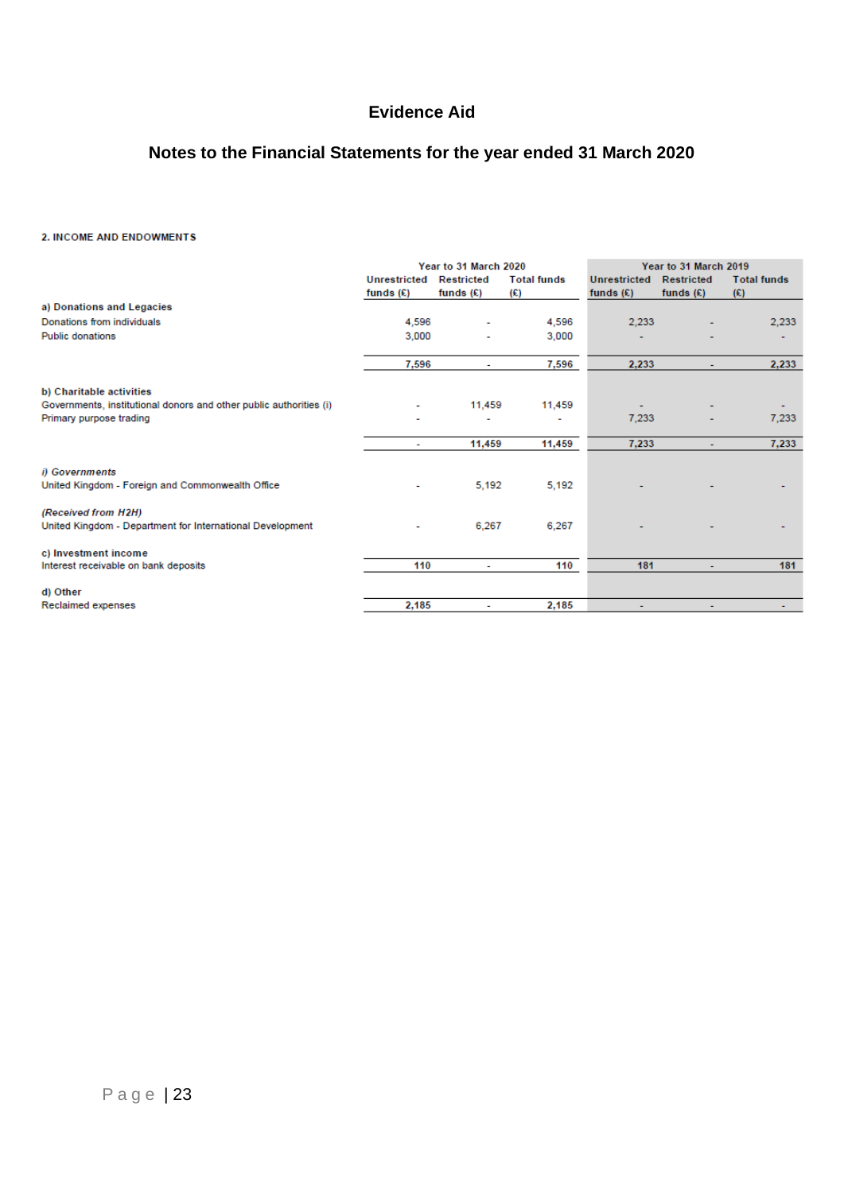# Evidence Aid

## Notes to the Financial Statements for the year ended 31 March 2020

### 2. INCOME AND ENDOWMENTS

| | Year to 31 March 2020 | | | Year to 31 March 2019 | | |
|---|---|---|---|---|---|---|
| | Unrestricted funds (£) | Restricted funds (£) | Total funds (£) | Unrestricted funds (£) | Restricted funds (£) | Total funds (£) |
| **a) Donations and Legacies** | | | | | | |
| Donations from individuals | 4,596 | - | 4,596 | 2,233 | - | 2,233 |
| Public donations | 3,000 | - | 3,000 | - | - | - |
| | 7,596 | - | 7,596 | 2,233 | - | 2,233 |
| **b) Charitable activities** | | | | | | |
| Governments, institutional donors and other public authorities (i) | - | 11,459 | 11,459 | - | - | - |
| Primary purpose trading | - | - | - | 7,233 | - | 7,233 |
| | - | 11,459 | 11,459 | 7,233 | - | 7,233 |
| ***i) Governments*** | | | | | | |
| United Kingdom - Foreign and Commonwealth Office | - | 5,192 | 5,192 | - | - | - |
| ***(Received from H2H)*** | | | | | | |
| United Kingdom - Department for International Development | - | 6,267 | 6,267 | - | - | - |
| **c) Investment income** | | | | | | |
| Interest receivable on bank deposits | 110 | - | 110 | 181 | - | 181 |
| **d) Other** | | | | | | |
| Reclaimed expenses | 2,185 | - | 2,185 | - | - | - |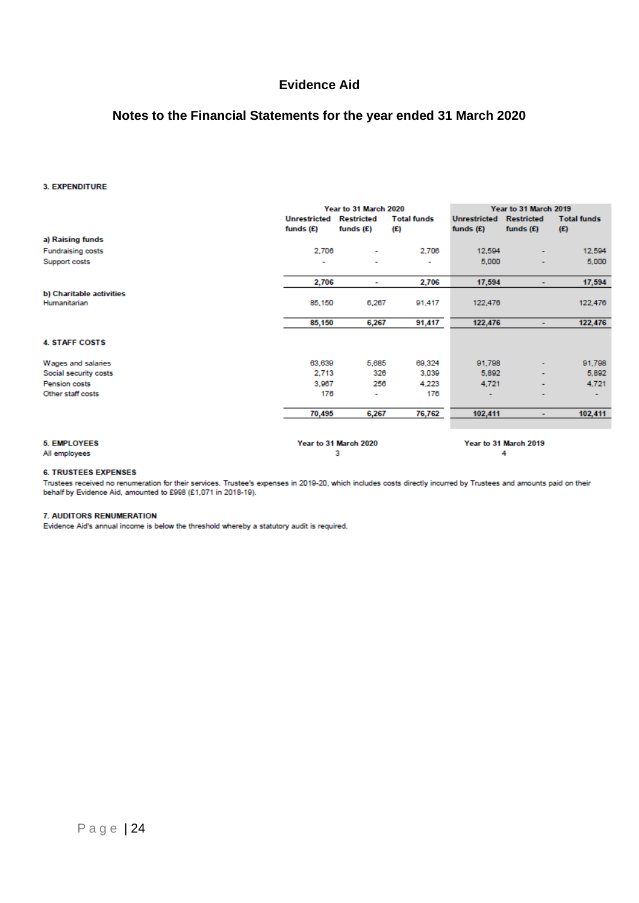# Evidence Aid

## Notes to the Financial Statements for the year ended 31 March 2020

### 3. EXPENDITURE

| | Year to 31 March 2020 | | | Year to 31 March 2019 | | |
|---|---|---|---|---|---|---|
| | Unrestricted funds (£) | Restricted funds (£) | Total funds (£) | Unrestricted funds (£) | Restricted funds (£) | Total funds (£) |
| **a) Raising funds** | | | | | | |
| Fundraising costs | 2,706 | - | 2,706 | 12,594 | - | 12,594 |
| Support costs | - | - | - | 5,000 | - | 5,000 |
| | **2,706** | **-** | **2,706** | **17,594** | **-** | **17,594** |
| **b) Charitable activities** | | | | | | |
| Humanitarian | 85,150 | 6,267 | 91,417 | 122,476 | | 122,476 |
| | **85,150** | **6,267** | **91,417** | **122,476** | **-** | **122,476** |

### 4. STAFF COSTS

| | Unrestricted funds (£) 2020 | Restricted funds (£) 2020 | Total funds (£) 2020 | Unrestricted funds (£) 2019 | Restricted funds (£) 2019 | Total funds (£) 2019 |
|---|---|---|---|---|---|---|
| Wages and salaries | 63,639 | 5,685 | 69,324 | 91,798 | - | 91,798 |
| Social security costs | 2,713 | 326 | 3,039 | 5,892 | - | 5,892 |
| Pension costs | 3,967 | 256 | 4,223 | 4,721 | - | 4,721 |
| Other staff costs | 176 | - | 176 | - | - | - |
| | **70,495** | **6,267** | **76,762** | **102,411** | **-** | **102,411** |

### 5. EMPLOYEES

| | Year to 31 March 2020 | Year to 31 March 2019 |
|---|---|---|
| All employees | 3 | 4 |

### 6. TRUSTEES EXPENSES

Trustees received no renumeration for their services. Trustee's expenses in 2019-20, which includes costs directly incurred by Trustees and amounts paid on their behalf by Evidence Aid, amounted to £998 (£1,071 in 2018-19).

### 7. AUDITORS RENUMERATION

Evidence Aid's annual income is below the threshold whereby a statutory audit is required.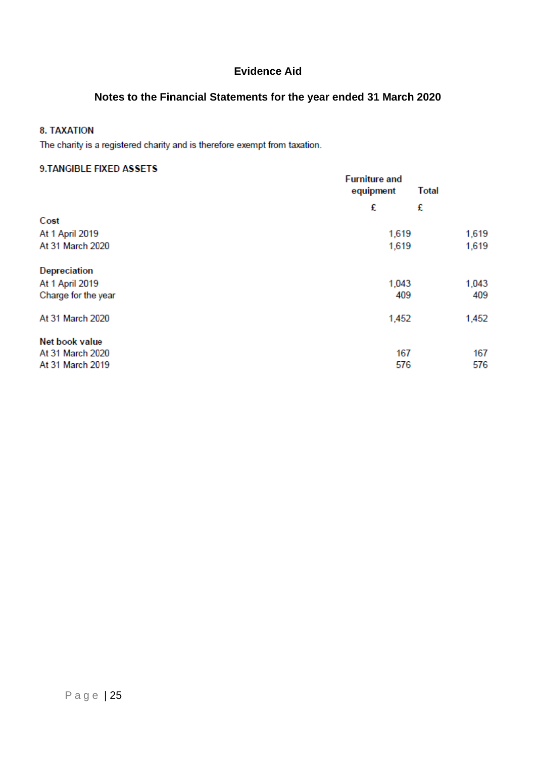# Evidence Aid

## Notes to the Financial Statements for the year ended 31 March 2020

### 8. TAXATION

The charity is a registered charity and is therefore exempt from taxation.

### 9.TANGIBLE FIXED ASSETS

| | Furniture and equipment | Total |
|---|---|---|
| | £ | £ |
| **Cost** | | |
| At 1 April 2019 | 1,619 | 1,619 |
| At 31 March 2020 | 1,619 | 1,619 |
| **Depreciation** | | |
| At 1 April 2019 | 1,043 | 1,043 |
| Charge for the year | 409 | 409 |
| At 31 March 2020 | 1,452 | 1,452 |
| **Net book value** | | |
| At 31 March 2020 | 167 | 167 |
| At 31 March 2019 | 576 | 576 |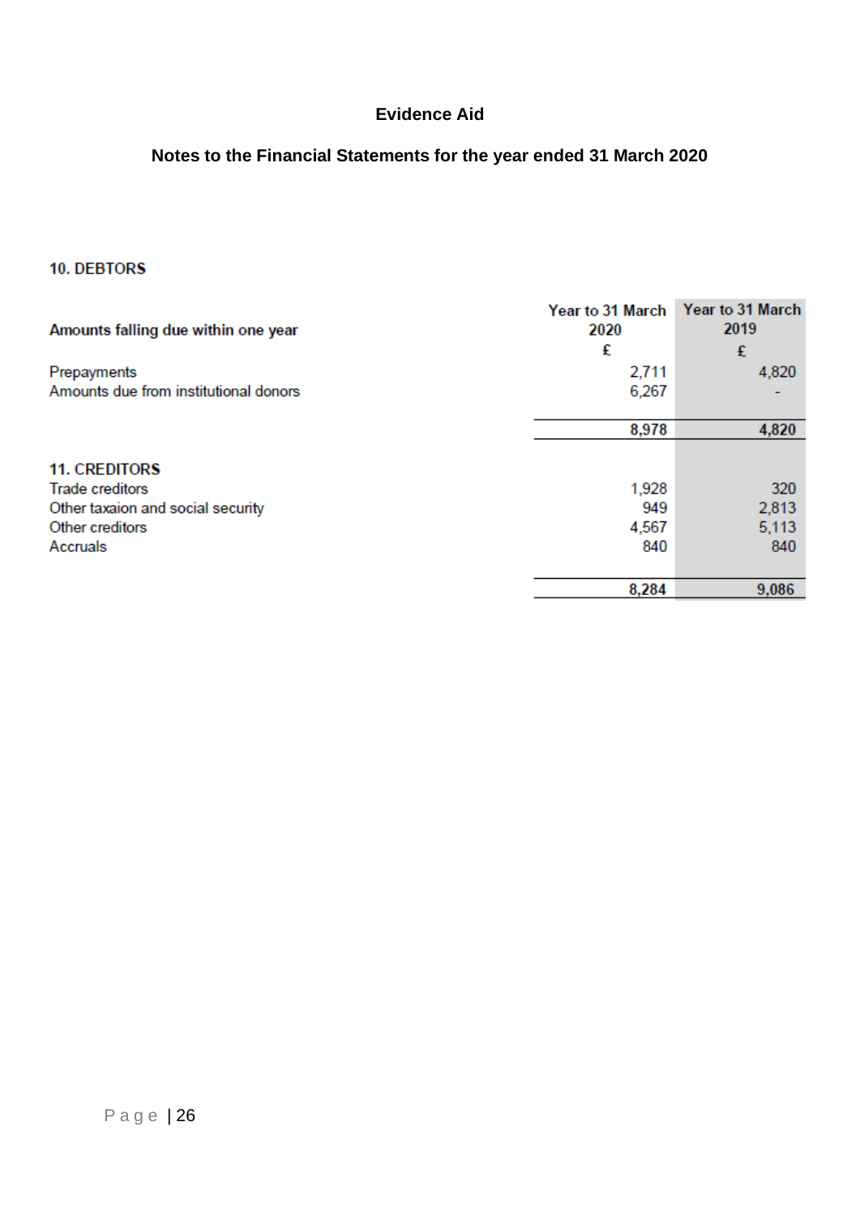# Evidence Aid

## Notes to the Financial Statements for the year ended 31 March 2020

### 10. DEBTORS

| Amounts falling due within one year | Year to 31 March 2020 £ | Year to 31 March 2019 £ |
|---|---|---|
| Prepayments | 2,711 | 4,820 |
| Amounts due from institutional donors | 6,267 | - |
| | **8,978** | **4,820** |

### 11. CREDITORS

| | Year to 31 March 2020 £ | Year to 31 March 2019 £ |
|---|---|---|
| Trade creditors | 1,928 | 320 |
| Other taxaion and social security | 949 | 2,813 |
| Other creditors | 4,567 | 5,113 |
| Accruals | 840 | 840 |
| | **8,284** | **9,086** |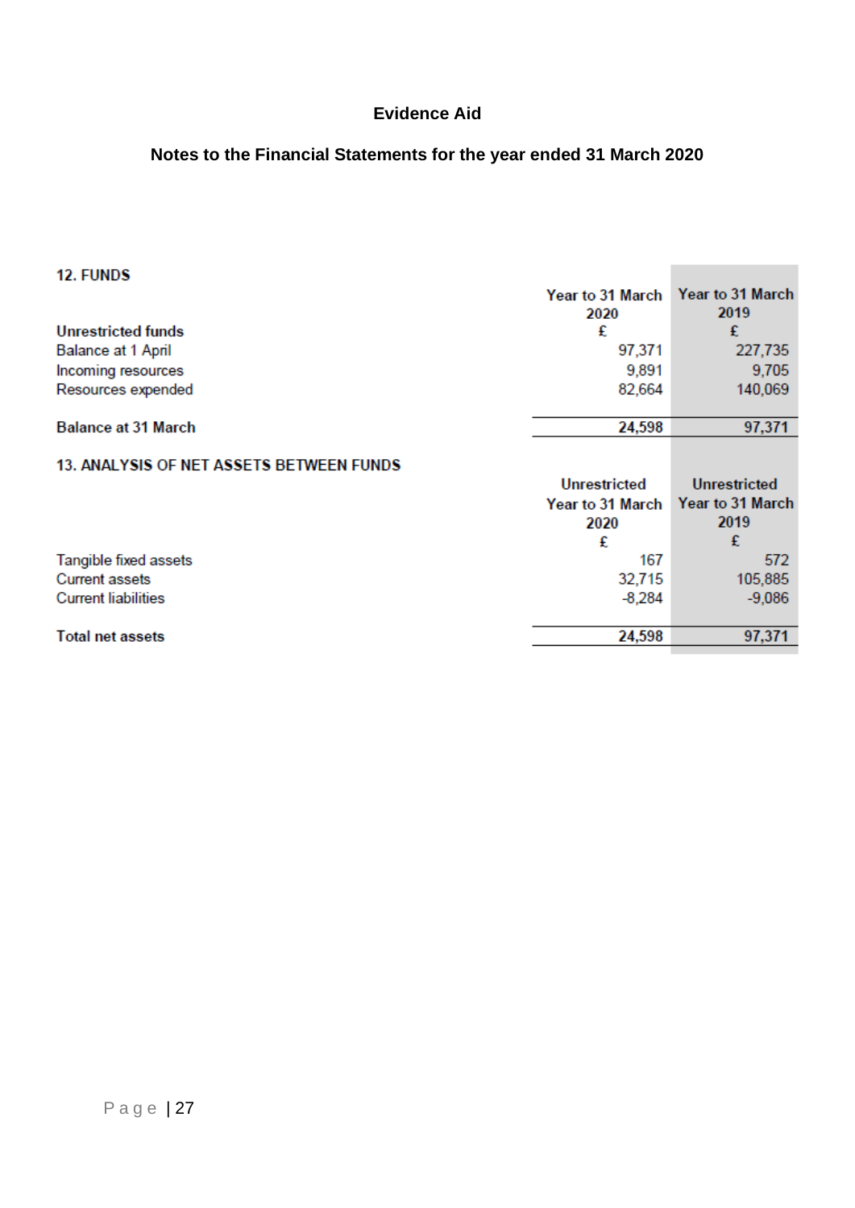**Evidence Aid**

**Notes to the Financial Statements for the year ended 31 March 2020**

**12. FUNDS**

| | Year to 31 March 2020 | Year to 31 March 2019 |
|---|---|---|
| **Unrestricted funds** | £ | £ |
| Balance at 1 April | 97,371 | 227,735 |
| Incoming resources | 9,891 | 9,705 |
| Resources expended | 82,664 | 140,069 |
| **Balance at 31 March** | **24,598** | **97,371** |

**13. ANALYSIS OF NET ASSETS BETWEEN FUNDS**

| | Unrestricted Year to 31 March 2020 | Unrestricted Year to 31 March 2019 |
|---|---|---|
| | £ | £ |
| Tangible fixed assets | 167 | 572 |
| Current assets | 32,715 | 105,885 |
| Current liabilities | -8,284 | -9,086 |
| **Total net assets** | **24,598** | **97,371** |